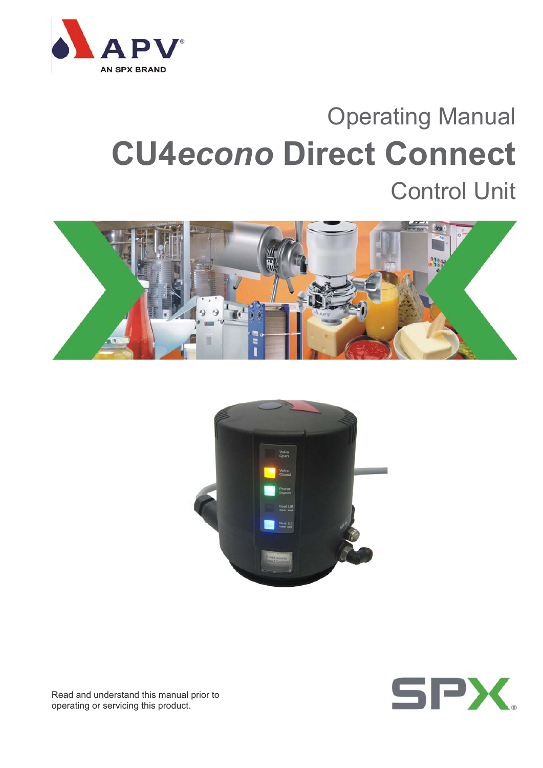APV

AN SPX BRAND

Operating Manual

# CU4*econo* Direct Connect

Control Unit

Read and understand this manual prior to operating or servicing this product.

SPX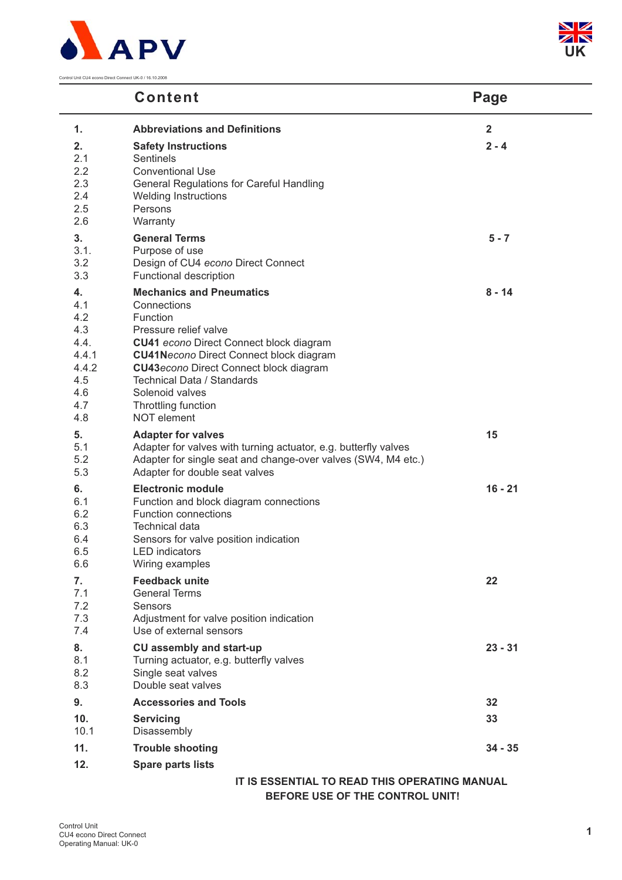Control Unit CU4 econo Direct Connect UK-0 / 16.10.2008

# Content

| | Content | Page |
|---|---|---|
| **1.** | **Abbreviations and Definitions** | **2** |
| **2.** | **Safety Instructions** | **2 - 4** |
| 2.1 | Sentinels | |
| 2.2 | Conventional Use | |
| 2.3 | General Regulations for Careful Handling | |
| 2.4 | Welding Instructions | |
| 2.5 | Persons | |
| 2.6 | Warranty | |
| **3.** | **General Terms** | **5 - 7** |
| 3.1. | Purpose of use | |
| 3.2 | Design of CU4 *econo* Direct Connect | |
| 3.3 | Functional description | |
| **4.** | **Mechanics and Pneumatics** | **8 - 14** |
| 4.1 | Connections | |
| 4.2 | Function | |
| 4.3 | Pressure relief valve | |
| 4.4. | **CU41** *econo* Direct Connect block diagram | |
| 4.4.1 | **CU41N***econo* Direct Connect block diagram | |
| 4.4.2 | **CU43***econo* Direct Connect block diagram | |
| 4.5 | Technical Data / Standards | |
| 4.6 | Solenoid valves | |
| 4.7 | Throttling function | |
| 4.8 | NOT element | |
| **5.** | **Adapter for valves** | **15** |
| 5.1 | Adapter for valves with turning actuator, e.g. butterfly valves | |
| 5.2 | Adapter for single seat and change-over valves (SW4, M4 etc.) | |
| 5.3 | Adapter for double seat valves | |
| **6.** | **Electronic module** | **16 - 21** |
| 6.1 | Function and block diagram connections | |
| 6.2 | Function connections | |
| 6.3 | Technical data | |
| 6.4 | Sensors for valve position indication | |
| 6.5 | LED indicators | |
| 6.6 | Wiring examples | |
| **7.** | **Feedback unite** | **22** |
| 7.1 | General Terms | |
| 7.2 | Sensors | |
| 7.3 | Adjustment for valve position indication | |
| 7.4 | Use of external sensors | |
| **8.** | **CU assembly and start-up** | **23 - 31** |
| 8.1 | Turning actuator, e.g. butterfly valves | |
| 8.2 | Single seat valves | |
| 8.3 | Double seat valves | |
| **9.** | **Accessories and Tools** | **32** |
| **10.** | **Servicing** | **33** |
| 10.1 | Disassembly | |
| **11.** | **Trouble shooting** | **34 - 35** |
| **12.** | **Spare parts lists** | |

**IT IS ESSENTIAL TO READ THIS OPERATING MANUAL BEFORE USE OF THE CONTROL UNIT!**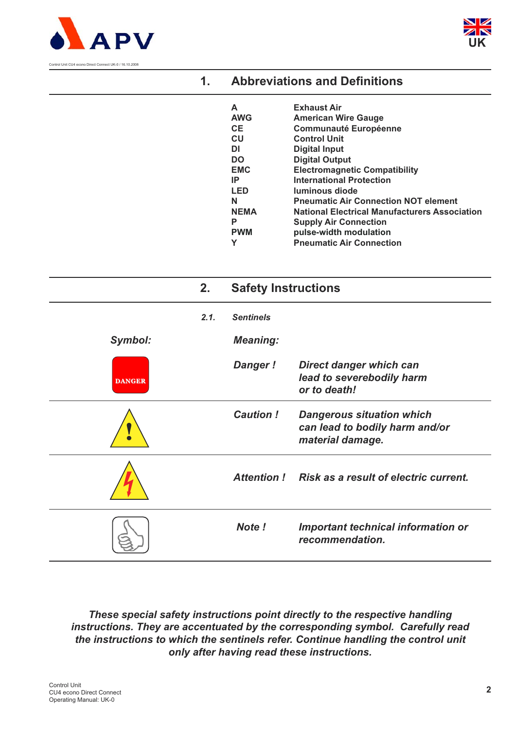# 1. Abbreviations and Definitions

| | |
|---|---|
| **A** | **Exhaust Air** |
| **AWG** | **American Wire Gauge** |
| **CE** | **Communauté Européenne** |
| **CU** | **Control Unit** |
| **DI** | **Digital Input** |
| **DO** | **Digital Output** |
| **EMC** | **Electromagnetic Compatibility** |
| **IP** | **International Protection** |
| **LED** | **luminous diode** |
| **N** | **Pneumatic Air Connection NOT element** |
| **NEMA** | **National Electrical Manufacturers Association** |
| **P** | **Supply Air Connection** |
| **PWM** | **pulse-width modulation** |
| **Y** | **Pneumatic Air Connection** |

# 2. Safety Instructions

## *2.1. Sentinels*

| *Symbol:* | *Meaning:* | |
|---|---|---|
| DANGER | ***Danger !*** | ***Direct danger which can lead to severebodily harm or to death!*** |
| | ***Caution !*** | ***Dangerous situation which can lead to bodily harm and/or material damage.*** |
| | ***Attention !*** | ***Risk as a result of electric current.*** |
| | ***Note !*** | ***Important technical information or recommendation.*** |

***These special safety instructions point directly to the respective handling instructions. They are accentuated by the corresponding symbol. Carefully read the instructions to which the sentinels refer. Continue handling the control unit only after having read these instructions.***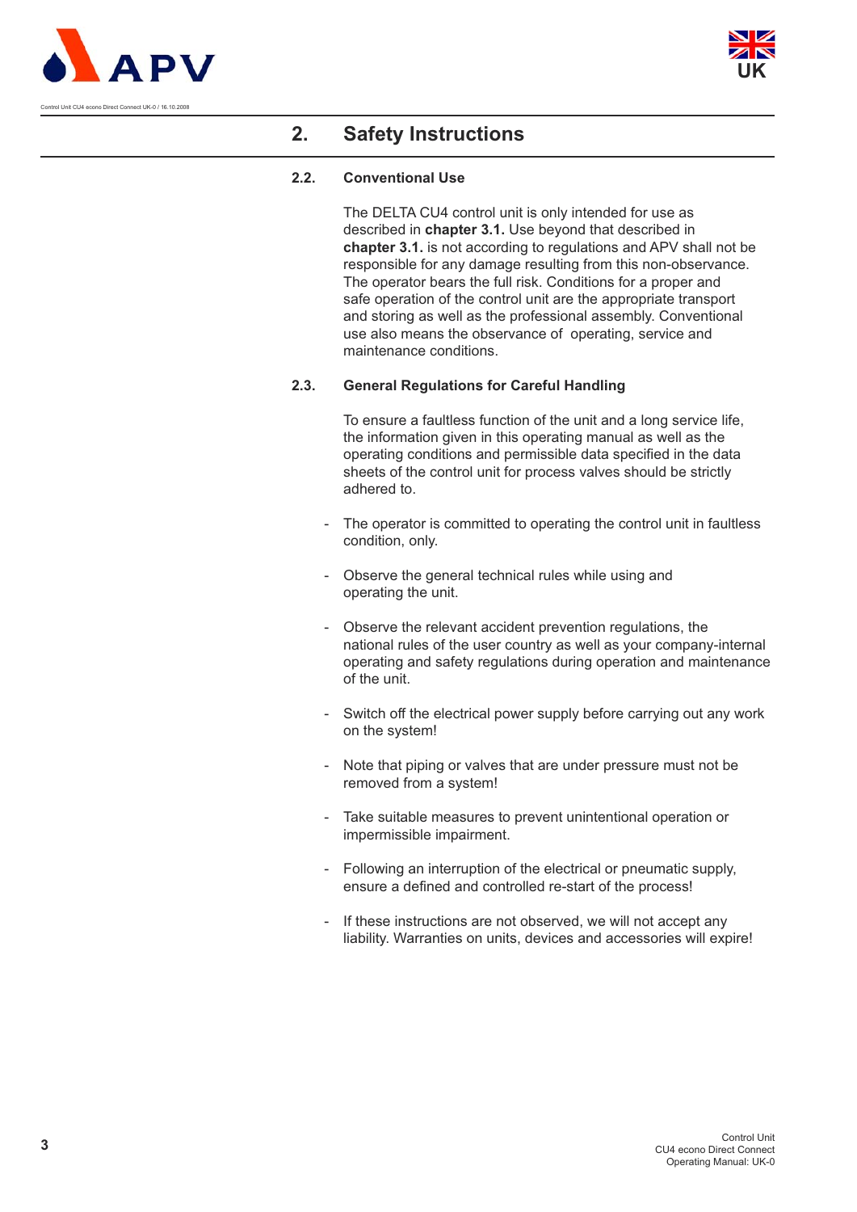## 2. Safety Instructions

### 2.2. Conventional Use

The DELTA CU4 control unit is only intended for use as described in **chapter 3.1.** Use beyond that described in **chapter 3.1.** is not according to regulations and APV shall not be responsible for any damage resulting from this non-observance. The operator bears the full risk. Conditions for a proper and safe operation of the control unit are the appropriate transport and storing as well as the professional assembly. Conventional use also means the observance of operating, service and maintenance conditions.

### 2.3. General Regulations for Careful Handling

To ensure a faultless function of the unit and a long service life, the information given in this operating manual as well as the operating conditions and permissible data specified in the data sheets of the control unit for process valves should be strictly adhered to.

- The operator is committed to operating the control unit in faultless condition, only.
- Observe the general technical rules while using and operating the unit.
- Observe the relevant accident prevention regulations, the national rules of the user country as well as your company-internal operating and safety regulations during operation and maintenance of the unit.
- Switch off the electrical power supply before carrying out any work on the system!
- Note that piping or valves that are under pressure must not be removed from a system!
- Take suitable measures to prevent unintentional operation or impermissible impairment.
- Following an interruption of the electrical or pneumatic supply, ensure a defined and controlled re-start of the process!
- If these instructions are not observed, we will not accept any liability. Warranties on units, devices and accessories will expire!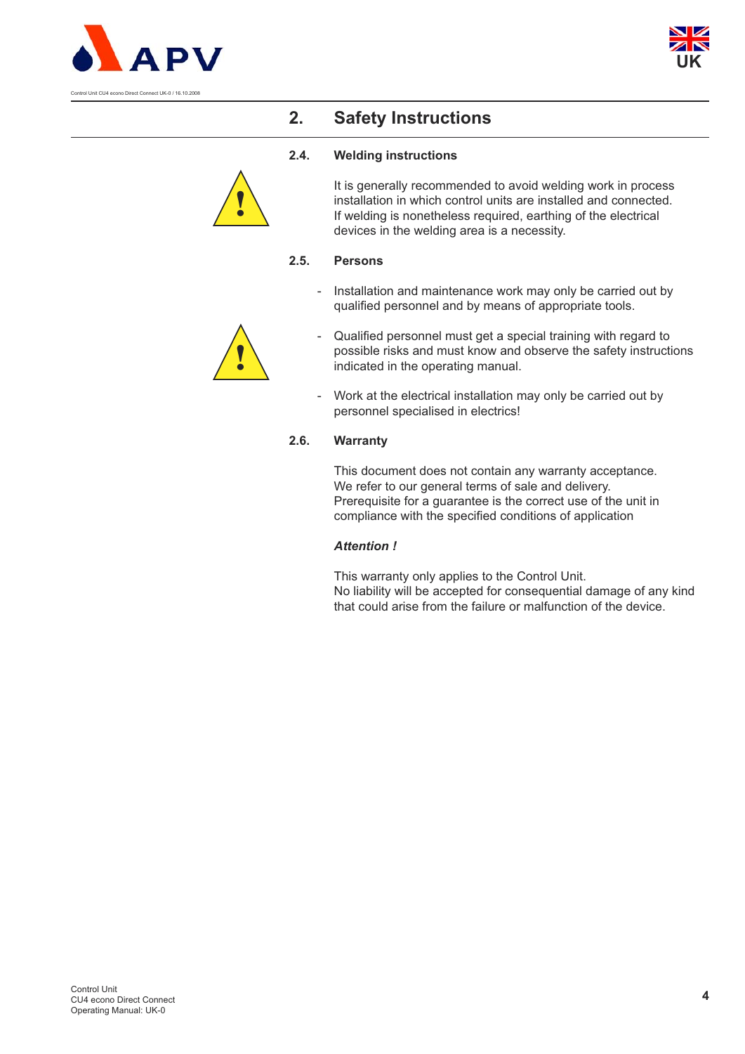## 2. Safety Instructions

### 2.4. Welding instructions

It is generally recommended to avoid welding work in process installation in which control units are installed and connected. If welding is nonetheless required, earthing of the electrical devices in the welding area is a necessity.

### 2.5. Persons

- Installation and maintenance work may only be carried out by qualified personnel and by means of appropriate tools.
- Qualified personnel must get a special training with regard to possible risks and must know and observe the safety instructions indicated in the operating manual.
- Work at the electrical installation may only be carried out by personnel specialised in electrics!

### 2.6. Warranty

This document does not contain any warranty acceptance.
We refer to our general terms of sale and delivery.
Prerequisite for a guarantee is the correct use of the unit in compliance with the specified conditions of application

***Attention !***

This warranty only applies to the Control Unit.
No liability will be accepted for consequential damage of any kind that could arise from the failure or malfunction of the device.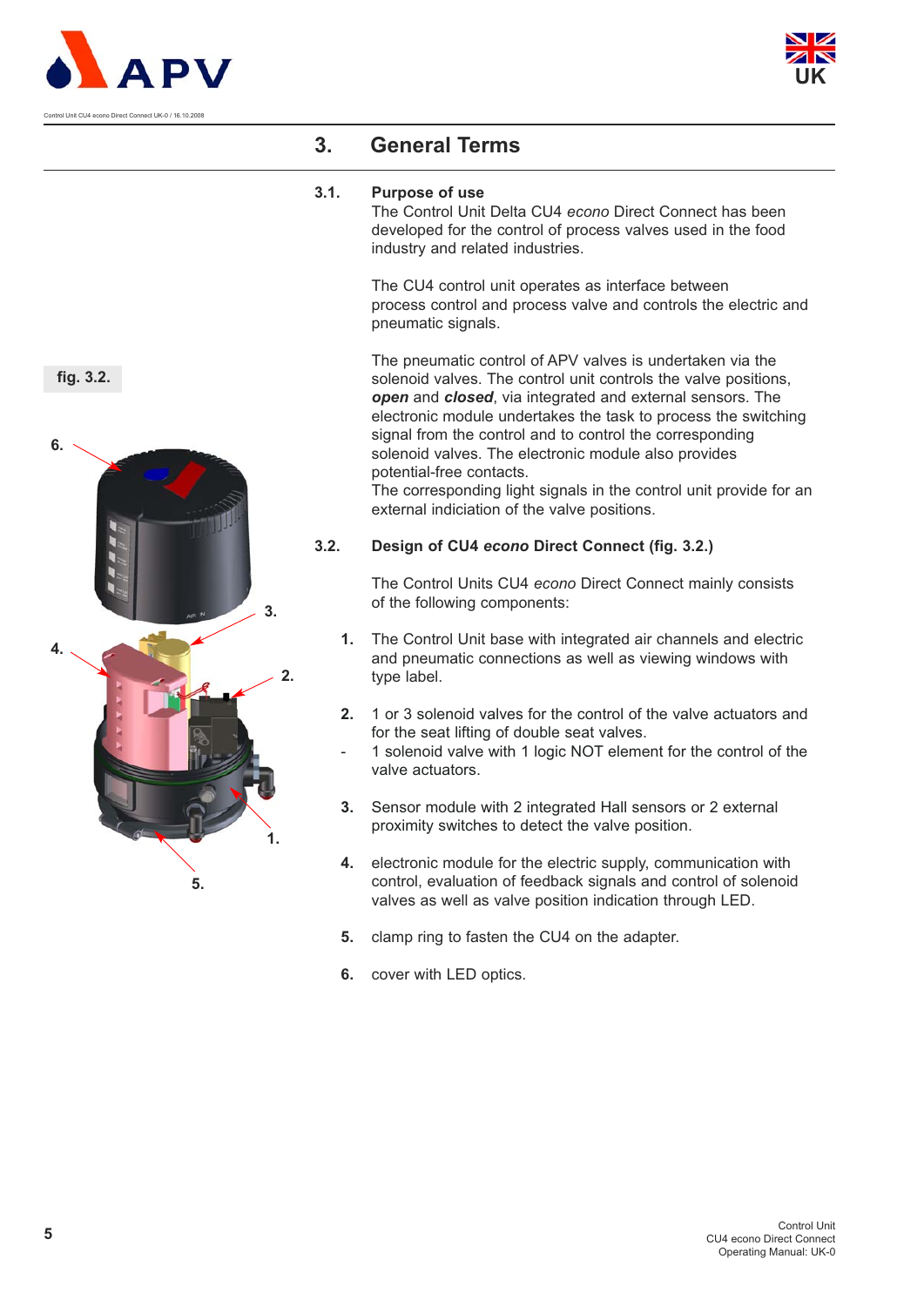# 3. General Terms

## 3.1. Purpose of use

The Control Unit Delta CU4 *econo* Direct Connect has been developed for the control of process valves used in the food industry and related industries.

The CU4 control unit operates as interface between process control and process valve and controls the electric and pneumatic signals.

The pneumatic control of APV valves is undertaken via the solenoid valves. The control unit controls the valve positions, ***open*** and ***closed***, via integrated and external sensors. The electronic module undertakes the task to process the switching signal from the control and to control the corresponding solenoid valves. The electronic module also provides potential-free contacts.
The corresponding light signals in the control unit provide for an external indiciation of the valve positions.

fig. 3.2.

## 3.2. Design of CU4 *econo* Direct Connect (fig. 3.2.)

The Control Units CU4 *econo* Direct Connect mainly consists of the following components:

1. The Control Unit base with integrated air channels and electric and pneumatic connections as well as viewing windows with type label.

2. 1 or 3 solenoid valves for the control of the valve actuators and for the seat lifting of double seat valves.
   - 1 solenoid valve with 1 logic NOT element for the control of the valve actuators.

3. Sensor module with 2 integrated Hall sensors or 2 external proximity switches to detect the valve position.

4. electronic module for the electric supply, communication with control, evaluation of feedback signals and control of solenoid valves as well as valve position indication through LED.

5. clamp ring to fasten the CU4 on the adapter.

6. cover with LED optics.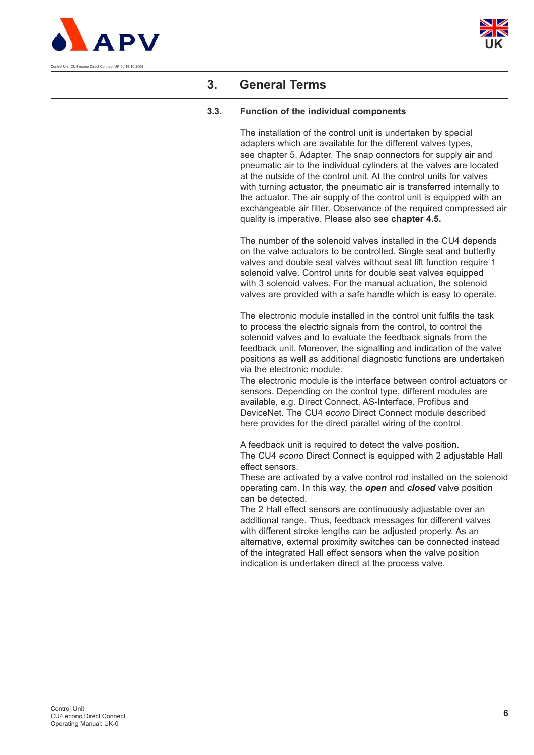## 3. General Terms

### 3.3. Function of the individual components

The installation of the control unit is undertaken by special adapters which are available for the different valves types, see chapter 5. Adapter. The snap connectors for supply air and pneumatic air to the individual cylinders at the valves are located at the outside of the control unit. At the control units for valves with turning actuator, the pneumatic air is transferred internally to the actuator. The air supply of the control unit is equipped with an exchangeable air filter. Observance of the required compressed air quality is imperative. Please also see **chapter 4.5.**

The number of the solenoid valves installed in the CU4 depends on the valve actuators to be controlled. Single seat and butterfly valves and double seat valves without seat lift function require 1 solenoid valve. Control units for double seat valves equipped with 3 solenoid valves. For the manual actuation, the solenoid valves are provided with a safe handle which is easy to operate.

The electronic module installed in the control unit fulfils the task to process the electric signals from the control, to control the solenoid valves and to evaluate the feedback signals from the feedback unit. Moreover, the signalling and indication of the valve positions as well as additional diagnostic functions are undertaken via the electronic module.
The electronic module is the interface between control actuators or sensors. Depending on the control type, different modules are available, e.g. Direct Connect, AS-Interface, Profibus and DeviceNet. The CU4 *econo* Direct Connect module described here provides for the direct parallel wiring of the control.

A feedback unit is required to detect the valve position.
The CU4 *econo* Direct Connect is equipped with 2 adjustable Hall effect sensors.
These are activated by a valve control rod installed on the solenoid operating cam. In this way, the ***open*** and ***closed*** valve position can be detected.
The 2 Hall effect sensors are continuously adjustable over an additional range. Thus, feedback messages for different valves with different stroke lengths can be adjusted properly. As an alternative, external proximity switches can be connected instead of the integrated Hall effect sensors when the valve position indication is undertaken direct at the process valve.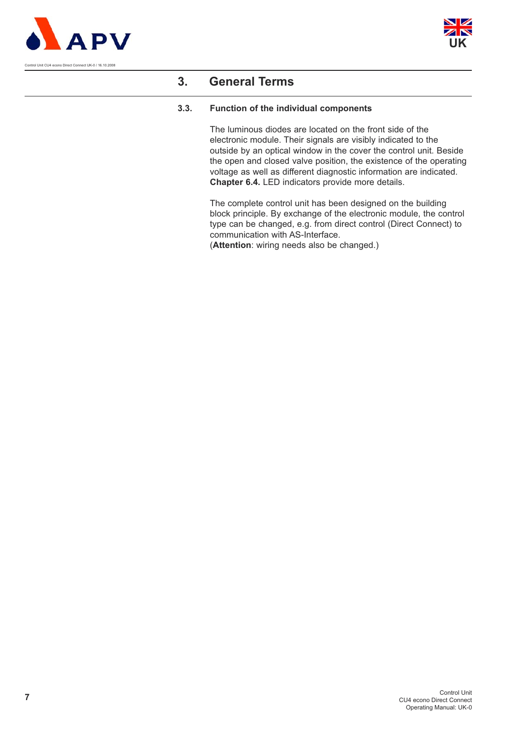# 3. General Terms

## 3.3. Function of the individual components

The luminous diodes are located on the front side of the electronic module. Their signals are visibly indicated to the outside by an optical window in the cover the control unit. Beside the open and closed valve position, the existence of the operating voltage as well as different diagnostic information are indicated. **Chapter 6.4.** LED indicators provide more details.

The complete control unit has been designed on the building block principle. By exchange of the electronic module, the control type can be changed, e.g. from direct control (Direct Connect) to communication with AS-Interface.
(**Attention**: wiring needs also be changed.)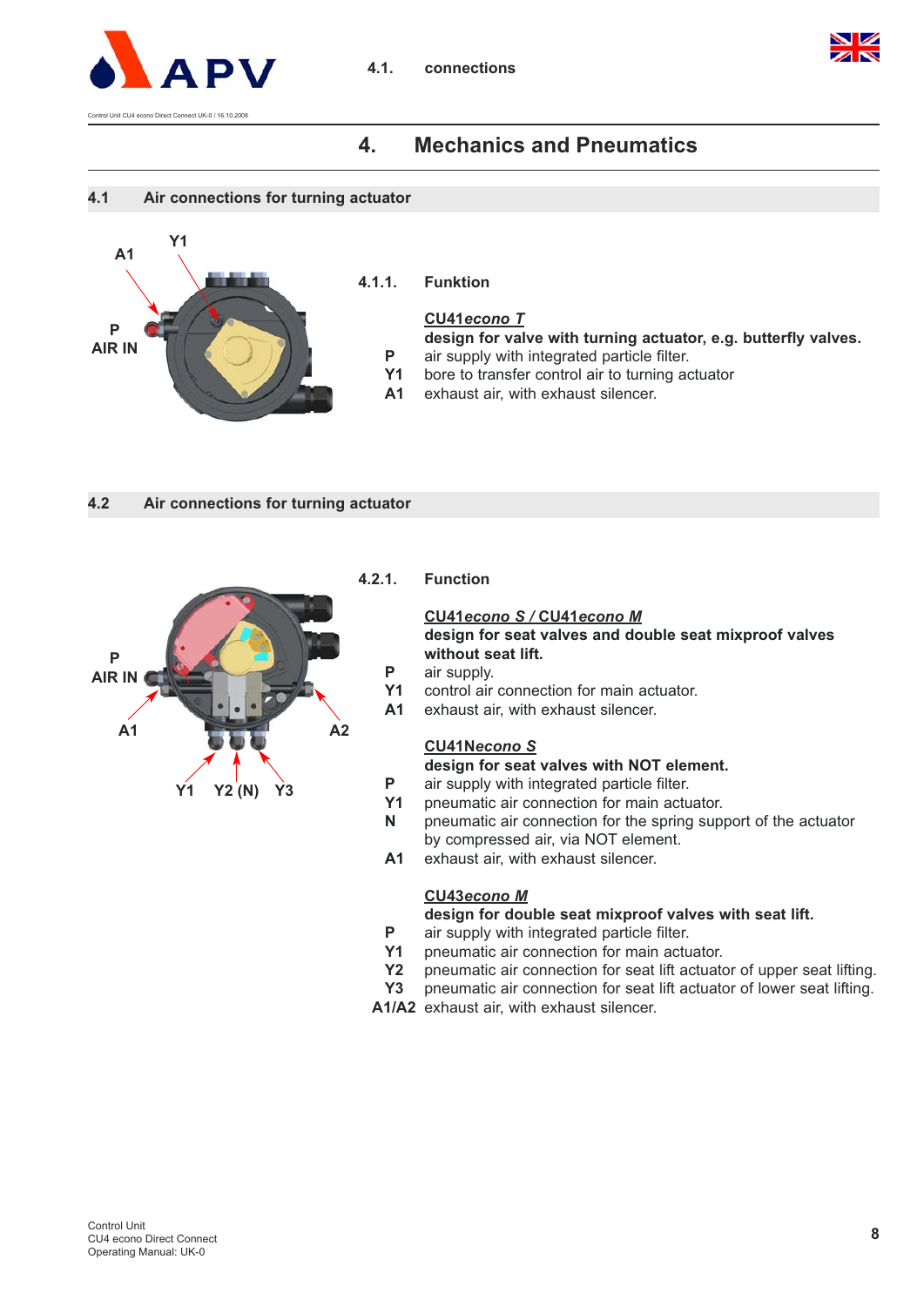# 4. Mechanics and Pneumatics

## 4.1 Air connections for turning actuator

A1 Y1

P
AIR IN

### 4.1.1. Funktion

**CU41*econo T***

**design for valve with turning actuator, e.g. butterfly valves.**

**P** air supply with integrated particle filter.
**Y1** bore to transfer control air to turning actuator
**A1** exhaust air, with exhaust silencer.

## 4.2 Air connections for turning actuator

P
AIR IN

A1 A2

Y1 Y2 (N) Y3

### 4.2.1. Function

**CU41*econo S* / CU41*econo M***

**design for seat valves and double seat mixproof valves without seat lift.**

**P** air supply.
**Y1** control air connection for main actuator.
**A1** exhaust air, with exhaust silencer.

**CU41N*econo S***

**design for seat valves with NOT element.**

**P** air supply with integrated particle filter.
**Y1** pneumatic air connection for main actuator.
**N** pneumatic air connection for the spring support of the actuator by compressed air, via NOT element.
**A1** exhaust air, with exhaust silencer.

**CU43*econo M***

**design for double seat mixproof valves with seat lift.**

**P** air supply with integrated particle filter.
**Y1** pneumatic air connection for main actuator.
**Y2** pneumatic air connection for seat lift actuator of upper seat lifting.
**Y3** pneumatic air connection for seat lift actuator of lower seat lifting.
**A1/A2** exhaust air, with exhaust silencer.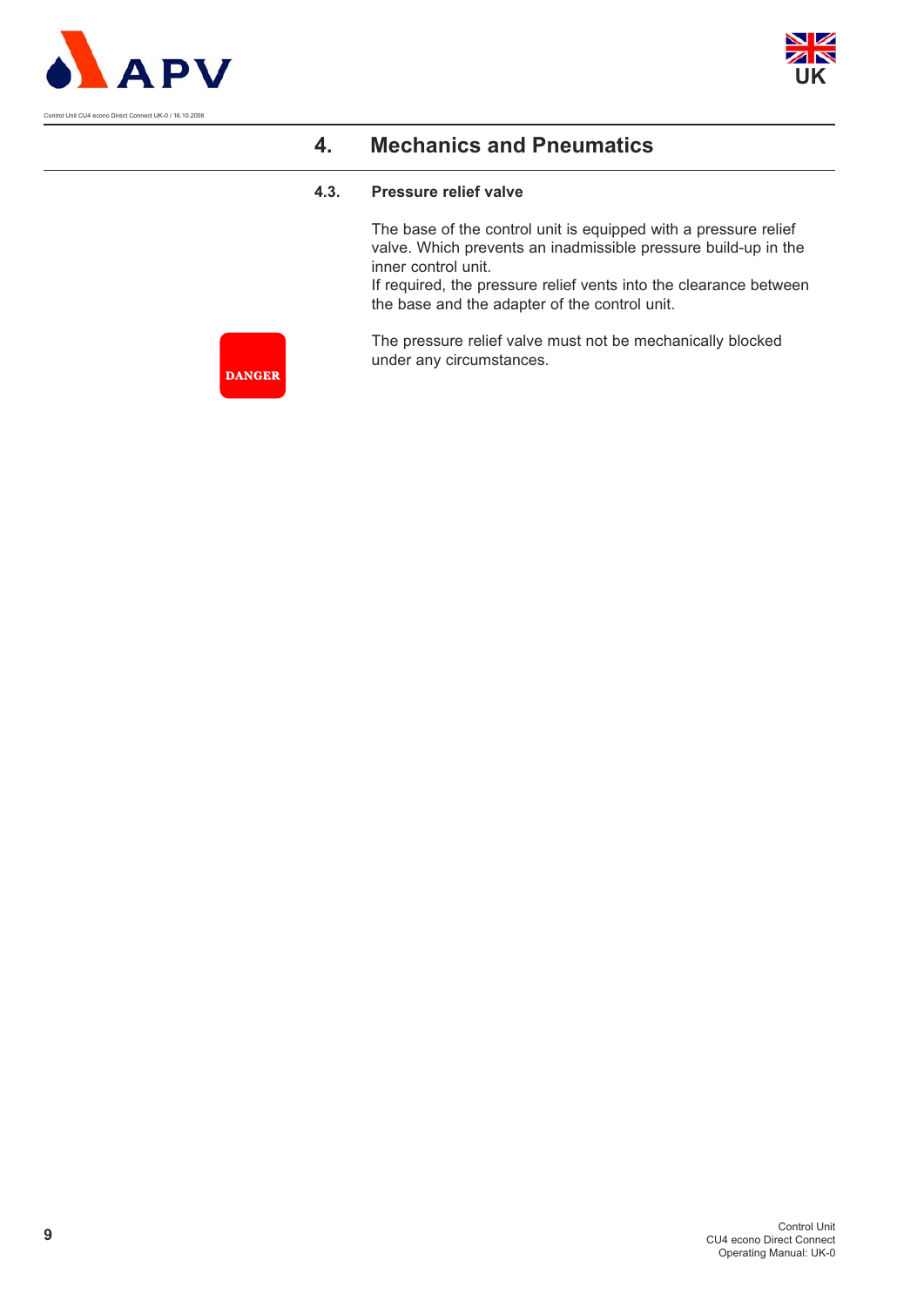# 4. Mechanics and Pneumatics

## 4.3. Pressure relief valve

The base of the control unit is equipped with a pressure relief valve. Which prevents an inadmissible pressure build-up in the inner control unit.
If required, the pressure relief vents into the clearance between the base and the adapter of the control unit.

**DANGER**

The pressure relief valve must not be mechanically blocked under any circumstances.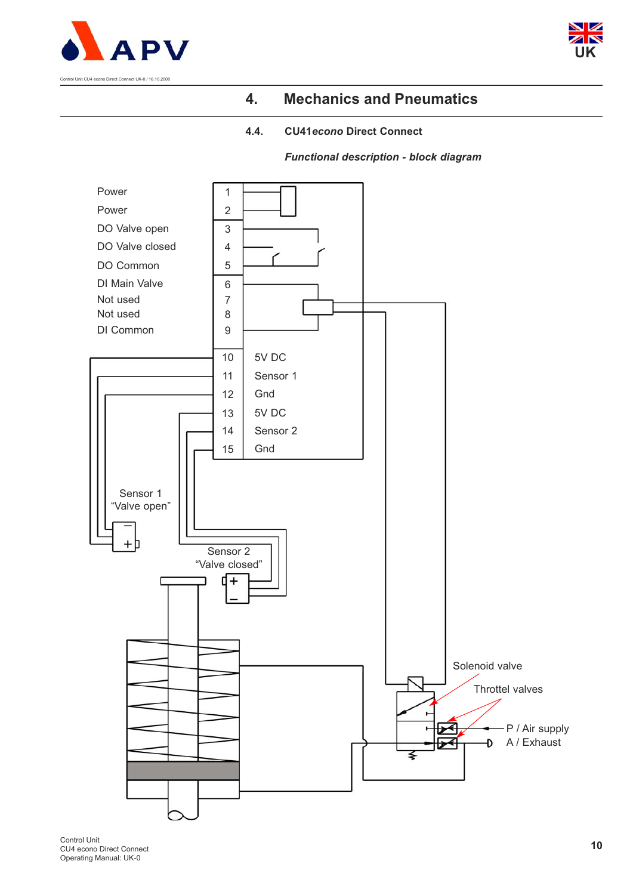# 4. Mechanics and Pneumatics

## 4.4. CU41*econo* Direct Connect

***Functional description - block diagram***

| Function | Terminal | Signal |
|---|---|---|
| Power | 1 | |
| Power | 2 | |
| DO Valve open | 3 | |
| DO Valve closed | 4 | |
| DO Common | 5 | |
| DI Main Valve | 6 | |
| Not used | 7 | |
| Not used | 8 | |
| DI Common | 9 | |
| | 10 | 5V DC |
| | 11 | Sensor 1 |
| | 12 | Gnd |
| | 13 | 5V DC |
| | 14 | Sensor 2 |
| | 15 | Gnd |

Sensor 1 "Valve open"

Sensor 2 "Valve closed"

Solenoid valve

Throttel valves

P / Air supply

A / Exhaust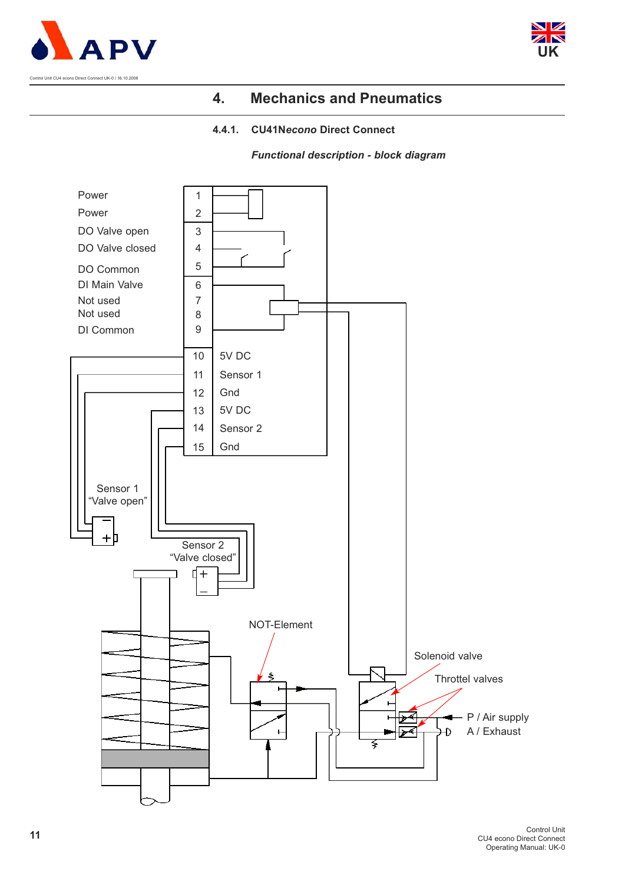## 4. Mechanics and Pneumatics

### 4.4.1. CU41N*econo* Direct Connect

***Functional description - block diagram***

| Function | Terminal |
|---|---|
| Power | 1 |
| Power | 2 |
| DO Valve open | 3 |
| DO Valve closed | 4 |
| DO Common | 5 |
| DI Main Valve | 6 |
| Not used | 7 |
| Not used | 8 |
| DI Common | 9 |
| 5V DC | 10 |
| Sensor 1 | 11 |
| Gnd | 12 |
| 5V DC | 13 |
| Sensor 2 | 14 |
| Gnd | 15 |

Sensor 1 "Valve open"

Sensor 2 "Valve closed"

NOT-Element

Solenoid valve

Throttel valves

P / Air supply

A / Exhaust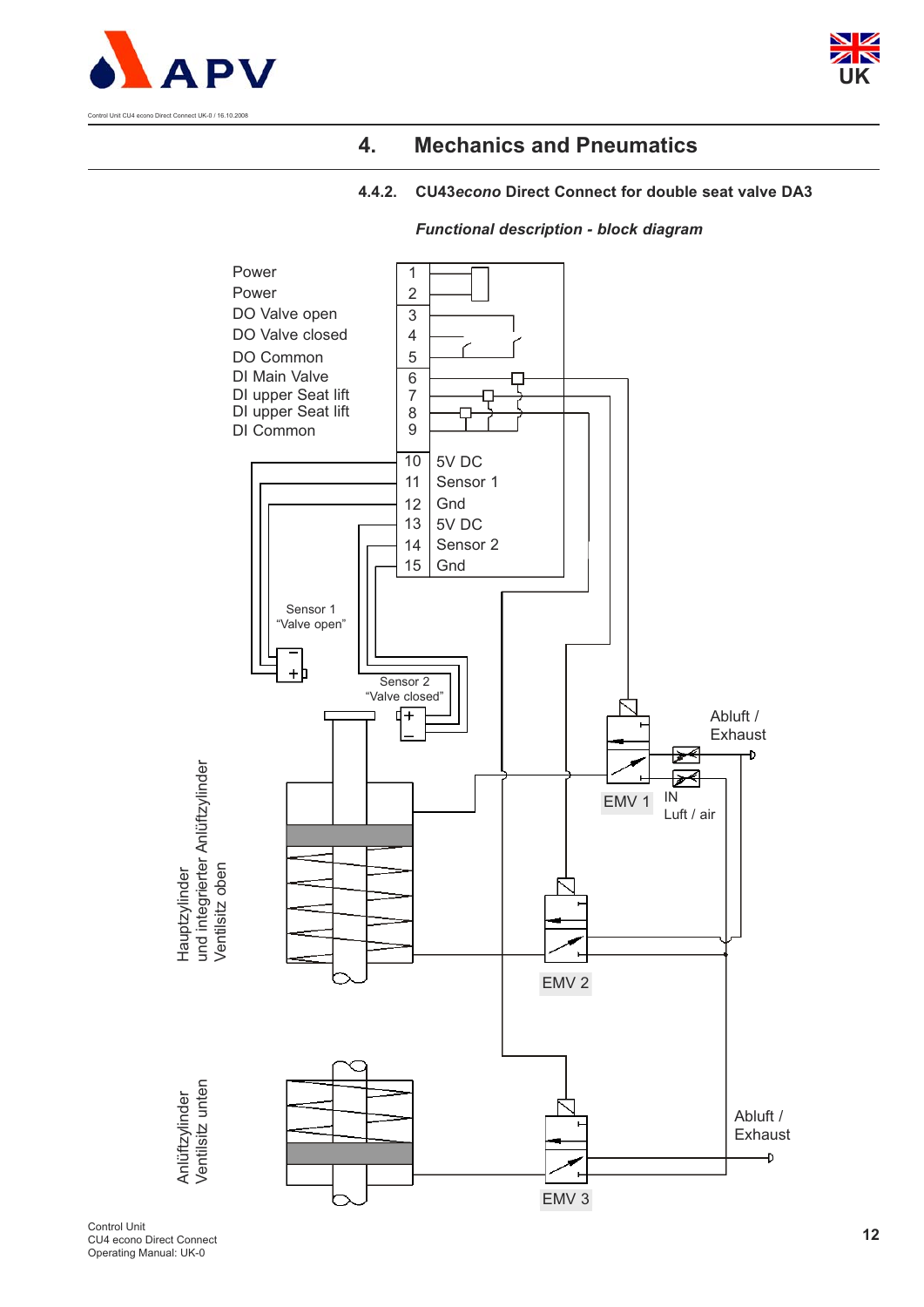# 4. Mechanics and Pneumatics

### 4.4.2. CU43*econo* Direct Connect for double seat valve DA3

***Functional description - block diagram***

| Terminal | Signal |
|---|---|
| 1 | Power |
| 2 | Power |
| 3 | DO Valve open |
| 4 | DO Valve closed |
| 5 | DO Common |
| 6 | DI Main Valve |
| 7 | DI upper Seat lift |
| 8 | DI upper Seat lift |
| 9 | DI Common |
| 10 | 5V DC |
| 11 | Sensor 1 |
| 12 | Gnd |
| 13 | 5V DC |
| 14 | Sensor 2 |
| 15 | Gnd |

Sensor 1 "Valve open"

Sensor 2 "Valve closed"

Abluft / Exhaust

EMV 1

IN Luft / air

EMV 2

EMV 3

Abluft / Exhaust

Hauptzylinder und integrierter Anlüftzylinder Ventilsitz oben

Anlüftzylinder Ventilsitz unten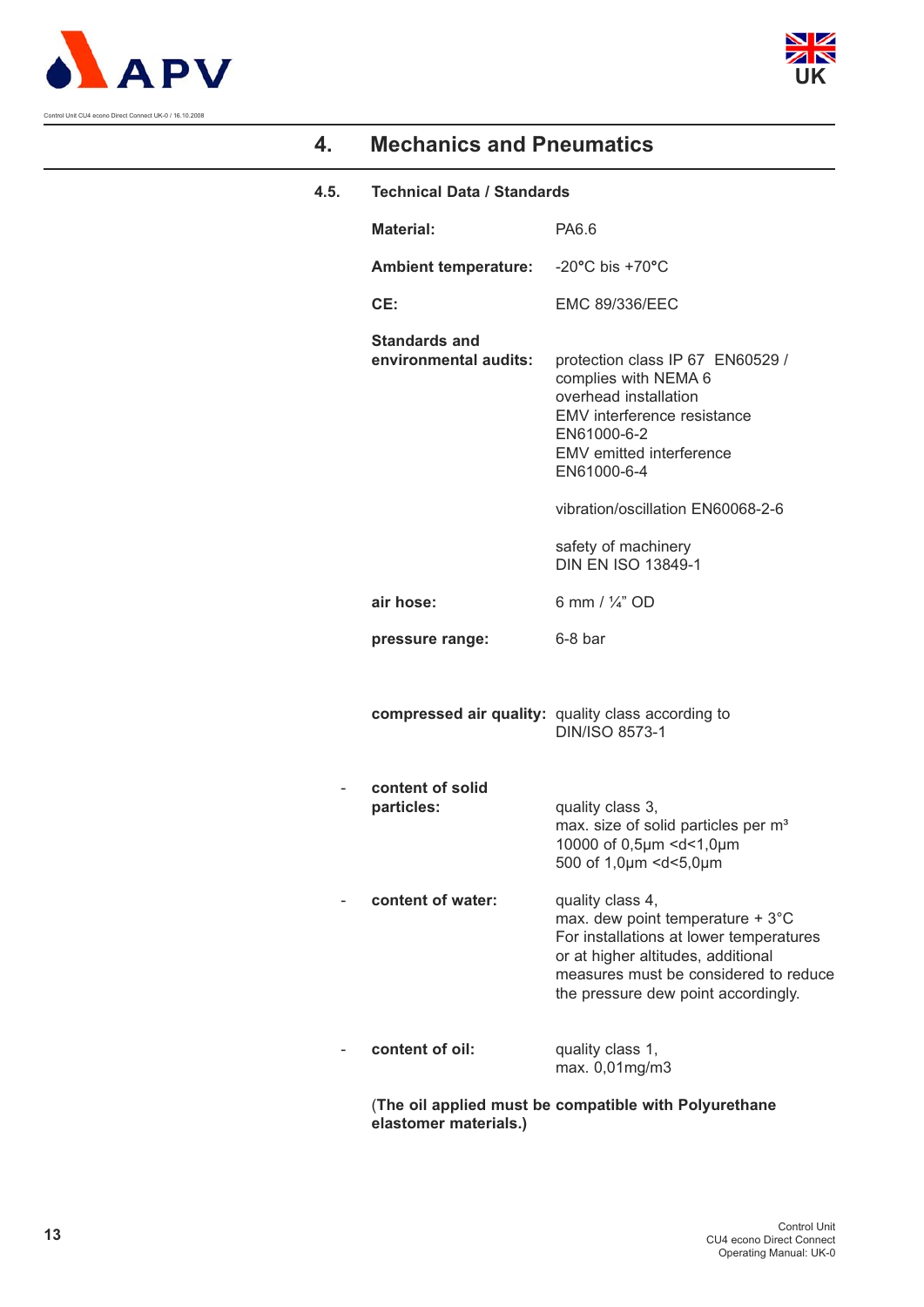# 4. Mechanics and Pneumatics

## 4.5. Technical Data / Standards

| | |
|---|---|
| **Material:** | PA6.6 |
| **Ambient temperature:** | -20°C bis +70°C |
| **CE:** | EMC 89/336/EEC |
| **Standards and environmental audits:** | protection class IP 67 EN60529 / complies with NEMA 6<br>overhead installation<br>EMV interference resistance EN61000-6-2<br>EMV emitted interference EN61000-6-4<br><br>vibration/oscillation EN60068-2-6<br><br>safety of machinery DIN EN ISO 13849-1 |
| **air hose:** | 6 mm / ¼" OD |
| **pressure range:** | 6-8 bar |
| **compressed air quality:** | quality class according to DIN/ISO 8573-1 |
| - **content of solid particles:** | quality class 3,<br>max. size of solid particles per m³<br>10000 of 0,5µm <d<1,0µm<br>500 of 1,0µm <d<5,0µm |
| - **content of water:** | quality class 4,<br>max. dew point temperature + 3°C<br>For installations at lower temperatures or at higher altitudes, additional measures must be considered to reduce the pressure dew point accordingly. |
| - **content of oil:** | quality class 1,<br>max. 0,01mg/m3 |

(**The oil applied must be compatible with Polyurethane elastomer materials.)**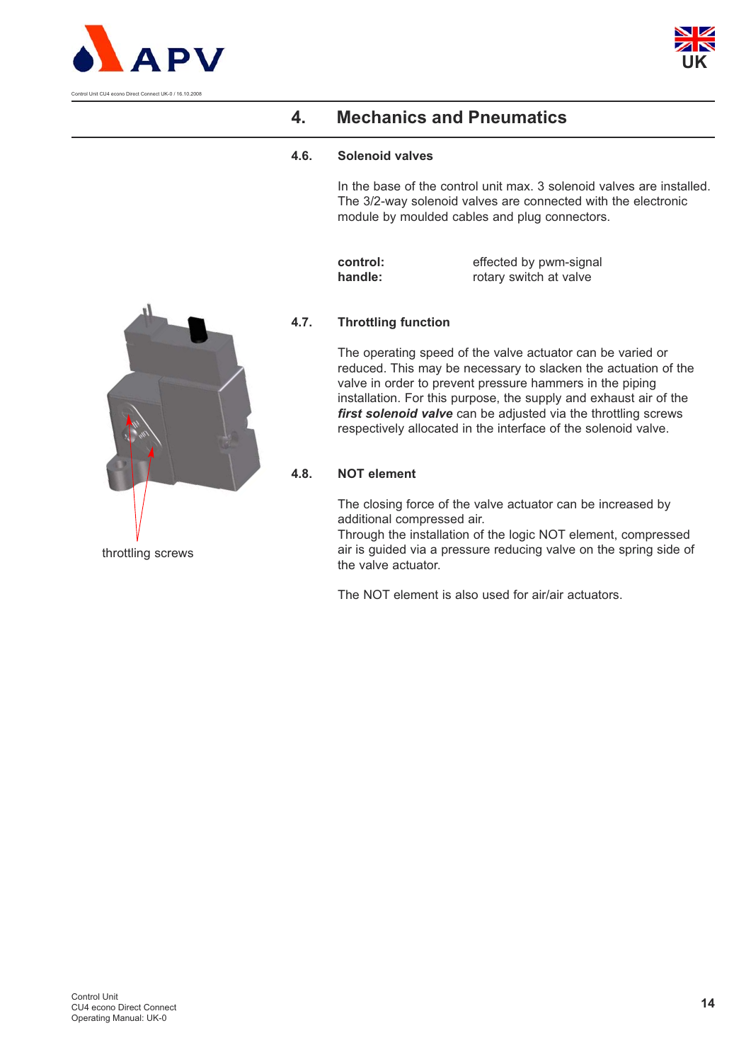# 4. Mechanics and Pneumatics

## 4.6. Solenoid valves

In the base of the control unit max. 3 solenoid valves are installed. The 3/2-way solenoid valves are connected with the electronic module by moulded cables and plug connectors.

**control:** effected by pwm-signal
**handle:** rotary switch at valve

## 4.7. Throttling function

The operating speed of the valve actuator can be varied or reduced. This may be necessary to slacken the actuation of the valve in order to prevent pressure hammers in the piping installation. For this purpose, the supply and exhaust air of the ***first solenoid valve*** can be adjusted via the throttling screws respectively allocated in the interface of the solenoid valve.

throttling screws

## 4.8. NOT element

The closing force of the valve actuator can be increased by additional compressed air.
Through the installation of the logic NOT element, compressed air is guided via a pressure reducing valve on the spring side of the valve actuator.

The NOT element is also used for air/air actuators.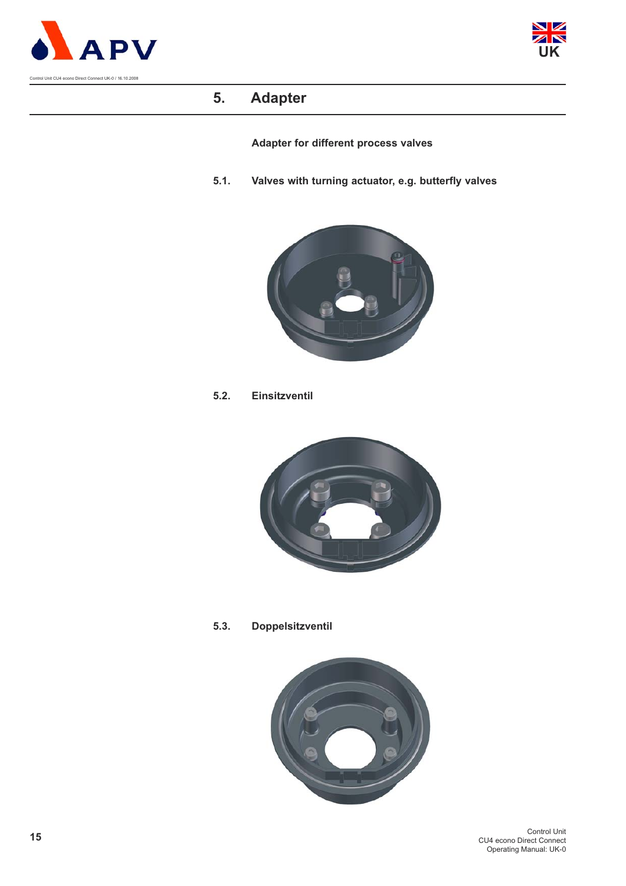# 5. Adapter

**Adapter for different process valves**

## 5.1. Valves with turning actuator, e.g. butterfly valves

## 5.2. Einsitzventil

## 5.3. Doppelsitzventil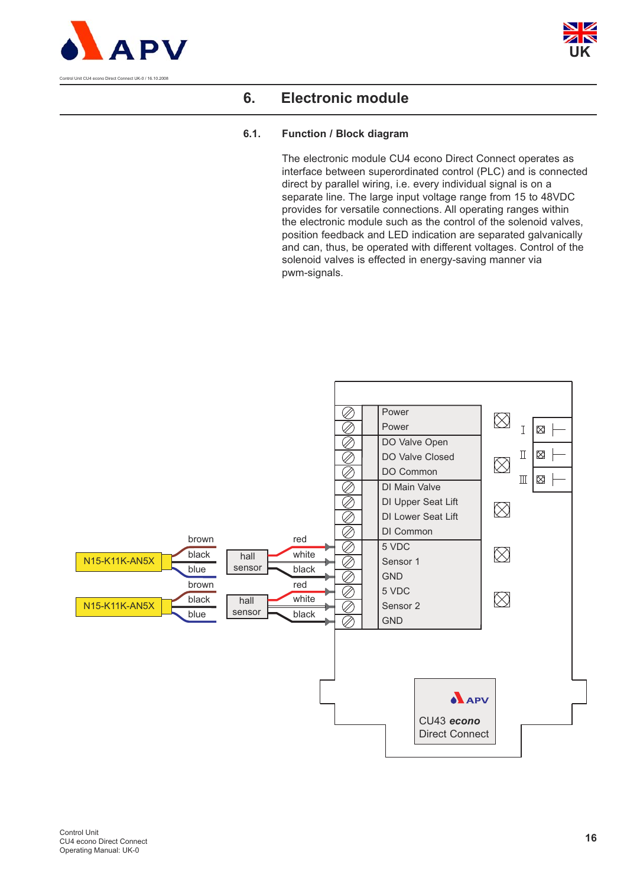# 6. Electronic module

## 6.1. Function / Block diagram

The electronic module CU4 econo Direct Connect operates as interface between superordinated control (PLC) and is connected direct by parallel wiring, i.e. every individual signal is on a separate line. The large input voltage range from 15 to 48VDC provides for versatile connections. All operating ranges within the electronic module such as the control of the solenoid valves, position feedback and LED indication are separated galvanically and can, thus, be operated with different voltages. Control of the solenoid valves is effected in energy-saving manner via pwm-signals.

Power
Power
DO Valve Open
DO Valve Closed
DO Common
DI Main Valve
DI Upper Seat Lift
DI Lower Seat Lift
DI Common
5 VDC
Sensor 1
GND
5 VDC
Sensor 2
GND

I
II
III

N15-K11K-AN5X — brown, black, blue — hall sensor — red, white, black

N15-K11K-AN5X — brown, black, blue — hall sensor — red, white, black

APV
CU43 *econo*
Direct Connect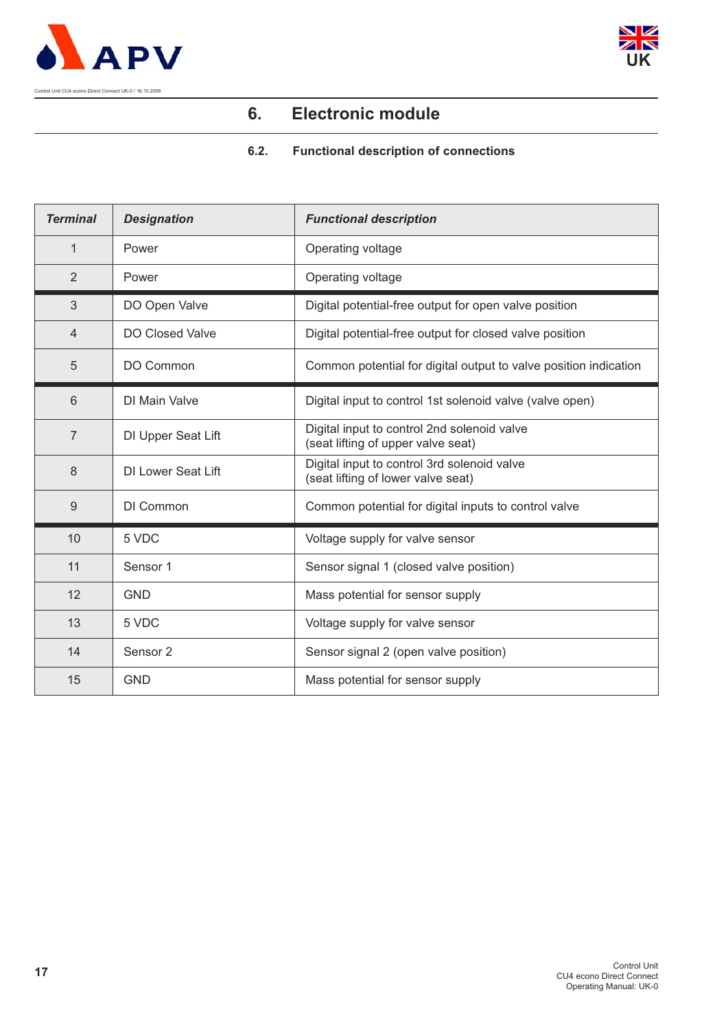# 6. Electronic module

## 6.2. Functional description of connections

| *Terminal* | *Designation* | *Functional description* |
|---|---|---|
| 1 | Power | Operating voltage |
| 2 | Power | Operating voltage |
| 3 | DO Open Valve | Digital potential-free output for open valve position |
| 4 | DO Closed Valve | Digital potential-free output for closed valve position |
| 5 | DO Common | Common potential for digital output to valve position indication |
| 6 | DI Main Valve | Digital input to control 1st solenoid valve (valve open) |
| 7 | DI Upper Seat Lift | Digital input to control 2nd solenoid valve<br>(seat lifting of upper valve seat) |
| 8 | DI Lower Seat Lift | Digital input to control 3rd solenoid valve<br>(seat lifting of lower valve seat) |
| 9 | DI Common | Common potential for digital inputs to control valve |
| 10 | 5 VDC | Voltage supply for valve sensor |
| 11 | Sensor 1 | Sensor signal 1 (closed valve position) |
| 12 | GND | Mass potential for sensor supply |
| 13 | 5 VDC | Voltage supply for valve sensor |
| 14 | Sensor 2 | Sensor signal 2 (open valve position) |
| 15 | GND | Mass potential for sensor supply |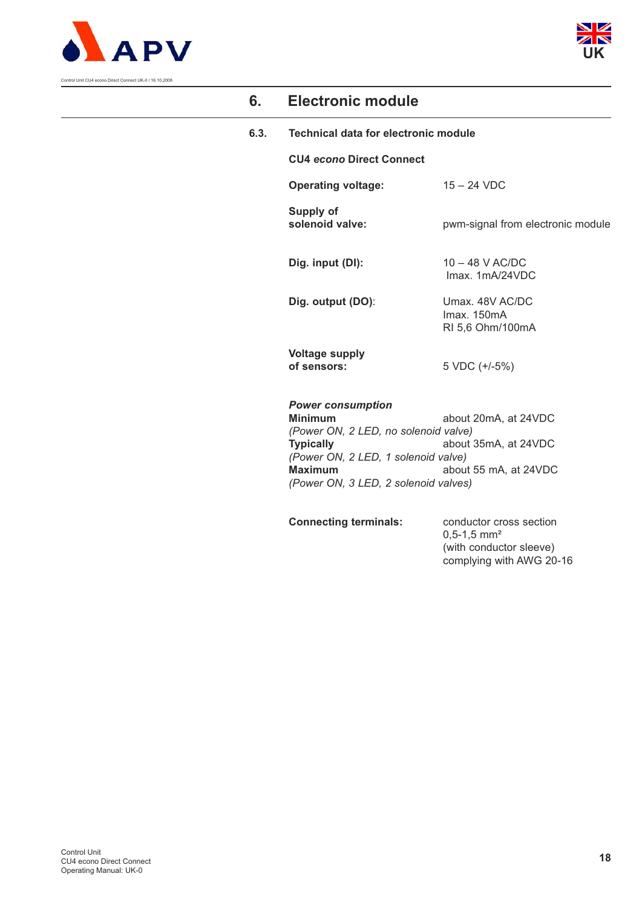# 6. Electronic module

## 6.3. Technical data for electronic module

**CU4 *econo* Direct Connect**

**Operating voltage:** 15 – 24 VDC

**Supply of solenoid valve:** pwm-signal from electronic module

**Dig. input (DI):** 10 – 48 V AC/DC
Imax. 1mA/24VDC

**Dig. output (DO)**: Umax. 48V AC/DC
Imax. 150mA
RI 5,6 Ohm/100mA

**Voltage supply of sensors:** 5 VDC (+/-5%)

***Power consumption***

**Minimum** about 20mA, at 24VDC
*(Power ON, 2 LED, no solenoid valve)*

**Typically** about 35mA, at 24VDC
*(Power ON, 2 LED, 1 solenoid valve)*

**Maximum** about 55 mA, at 24VDC
*(Power ON, 3 LED, 2 solenoid valves)*

**Connecting terminals:** conductor cross section
0,5-1,5 mm²
(with conductor sleeve)
complying with AWG 20-16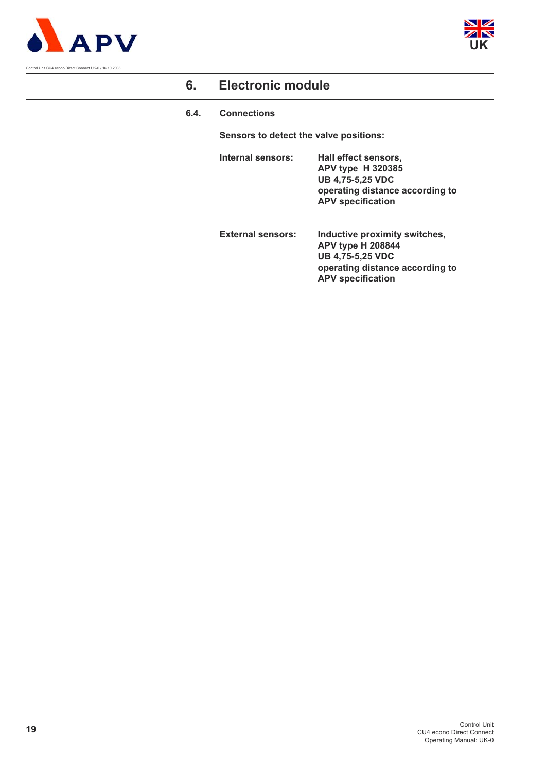## 6. Electronic module

### 6.4. Connections

**Sensors to detect the valve positions:**

| | |
|---|---|
| **Internal sensors:** | **Hall effect sensors,**<br>**APV type H 320385**<br>**UB 4,75-5,25 VDC**<br>**operating distance according to APV specification** |
| **External sensors:** | **Inductive proximity switches,**<br>**APV type H 208844**<br>**UB 4,75-5,25 VDC**<br>**operating distance according to APV specification** |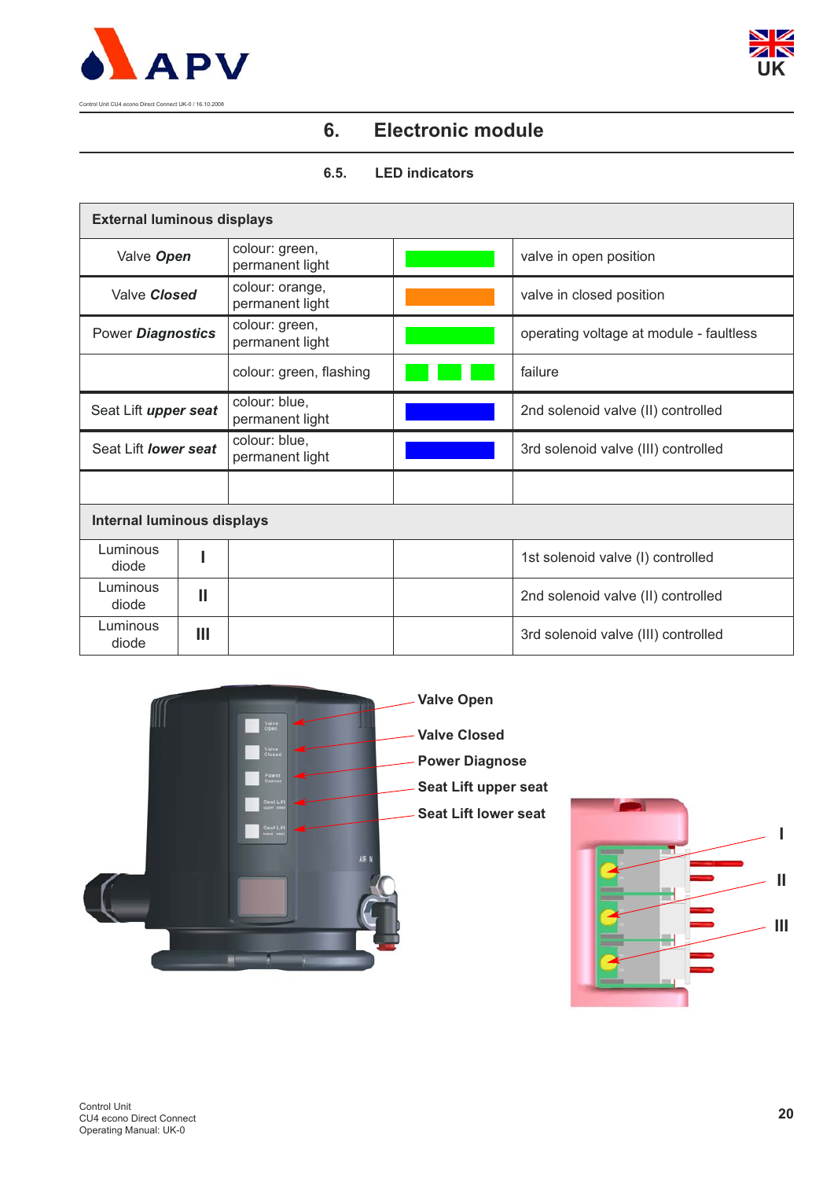# 6. Electronic module

## 6.5. LED indicators

| External luminous displays | | | | |
|---|---|---|---|---|
| Valve ***Open*** | | colour: green, permanent light | | valve in open position |
| Valve ***Closed*** | | colour: orange, permanent light | | valve in closed position |
| Power ***Diagnostics*** | | colour: green, permanent light | | operating voltage at module - faultless |
| | | colour: green, flashing | | failure |
| Seat Lift ***upper seat*** | | colour: blue, permanent light | | 2nd solenoid valve (II) controlled |
| Seat Lift ***lower seat*** | | colour: blue, permanent light | | 3rd solenoid valve (III) controlled |
| | | | | |
| **Internal luminous displays** | | | | |
| Luminous diode | **I** | | | 1st solenoid valve (I) controlled |
| Luminous diode | **II** | | | 2nd solenoid valve (II) controlled |
| Luminous diode | **III** | | | 3rd solenoid valve (III) controlled |

**Valve Open**

**Valve Closed**

**Power Diagnose**

**Seat Lift upper seat**

**Seat Lift lower seat**

**I**

**II**

**III**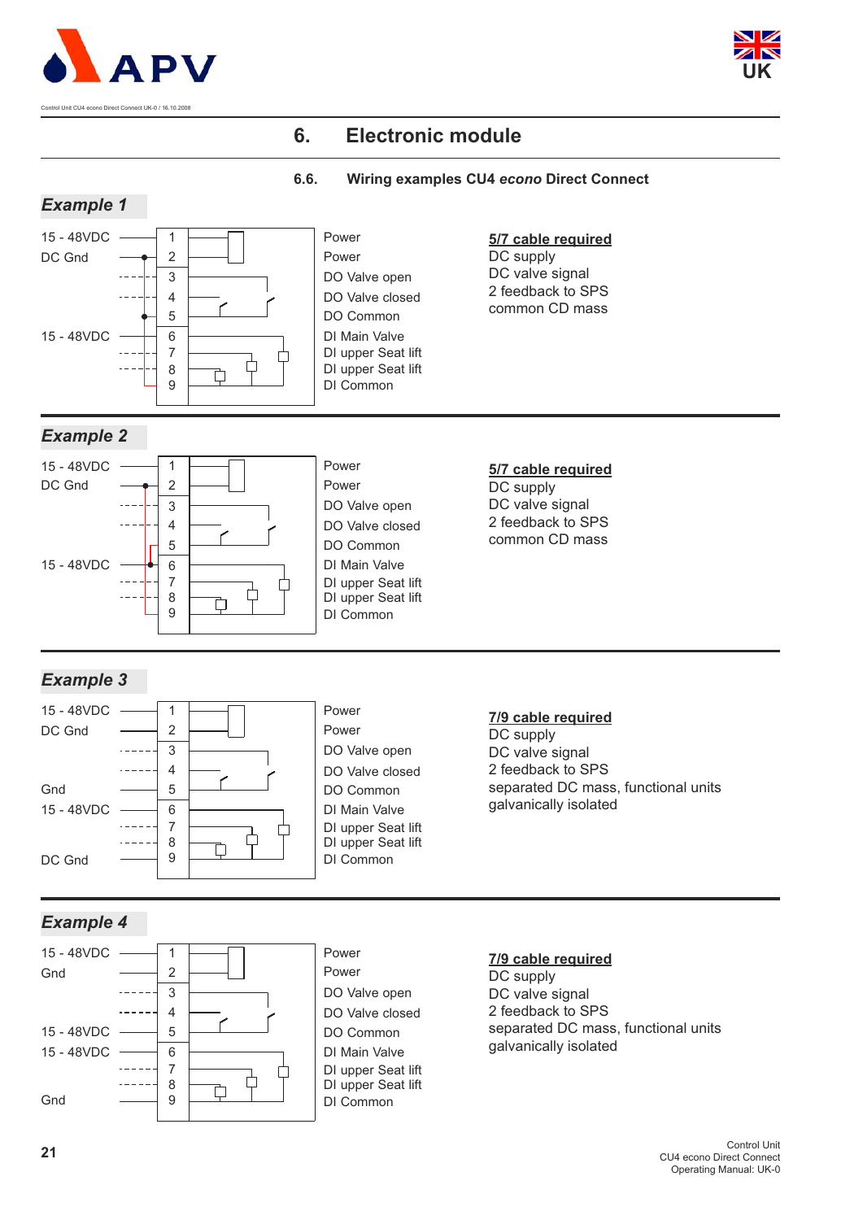# 6. Electronic module

### 6.6. Wiring examples CU4 *econo* Direct Connect

## *Example 1*

| Connection | Pin | Function |
|---|---|---|
| 15 - 48VDC | 1 | Power |
| DC Gnd | 2 | Power |
| | 3 | DO Valve open |
| | 4 | DO Valve closed |
| | 5 | DO Common |
| 15 - 48VDC | 6 | DI Main Valve |
| | 7 | DI upper Seat lift |
| | 8 | DI upper Seat lift |
| | 9 | DI Common |

**5/7 cable required**
DC supply
DC valve signal
2 feedback to SPS
common CD mass

## *Example 2*

| Connection | Pin | Function |
|---|---|---|
| 15 - 48VDC | 1 | Power |
| DC Gnd | 2 | Power |
| | 3 | DO Valve open |
| | 4 | DO Valve closed |
| | 5 | DO Common |
| 15 - 48VDC | 6 | DI Main Valve |
| | 7 | DI upper Seat lift |
| | 8 | DI upper Seat lift |
| | 9 | DI Common |

**5/7 cable required**
DC supply
DC valve signal
2 feedback to SPS
common CD mass

## *Example 3*

| Connection | Pin | Function |
|---|---|---|
| 15 - 48VDC | 1 | Power |
| DC Gnd | 2 | Power |
| | 3 | DO Valve open |
| | 4 | DO Valve closed |
| Gnd | 5 | DO Common |
| 15 - 48VDC | 6 | DI Main Valve |
| | 7 | DI upper Seat lift |
| | 8 | DI upper Seat lift |
| DC Gnd | 9 | DI Common |

**7/9 cable required**
DC supply
DC valve signal
2 feedback to SPS
separated DC mass, functional units galvanically isolated

## *Example 4*

| Connection | Pin | Function |
|---|---|---|
| 15 - 48VDC | 1 | Power |
| Gnd | 2 | Power |
| | 3 | DO Valve open |
| | 4 | DO Valve closed |
| 15 - 48VDC | 5 | DO Common |
| 15 - 48VDC | 6 | DI Main Valve |
| | 7 | DI upper Seat lift |
| | 8 | DI upper Seat lift |
| Gnd | 9 | DI Common |

**7/9 cable required**
DC supply
DC valve signal
2 feedback to SPS
separated DC mass, functional units galvanically isolated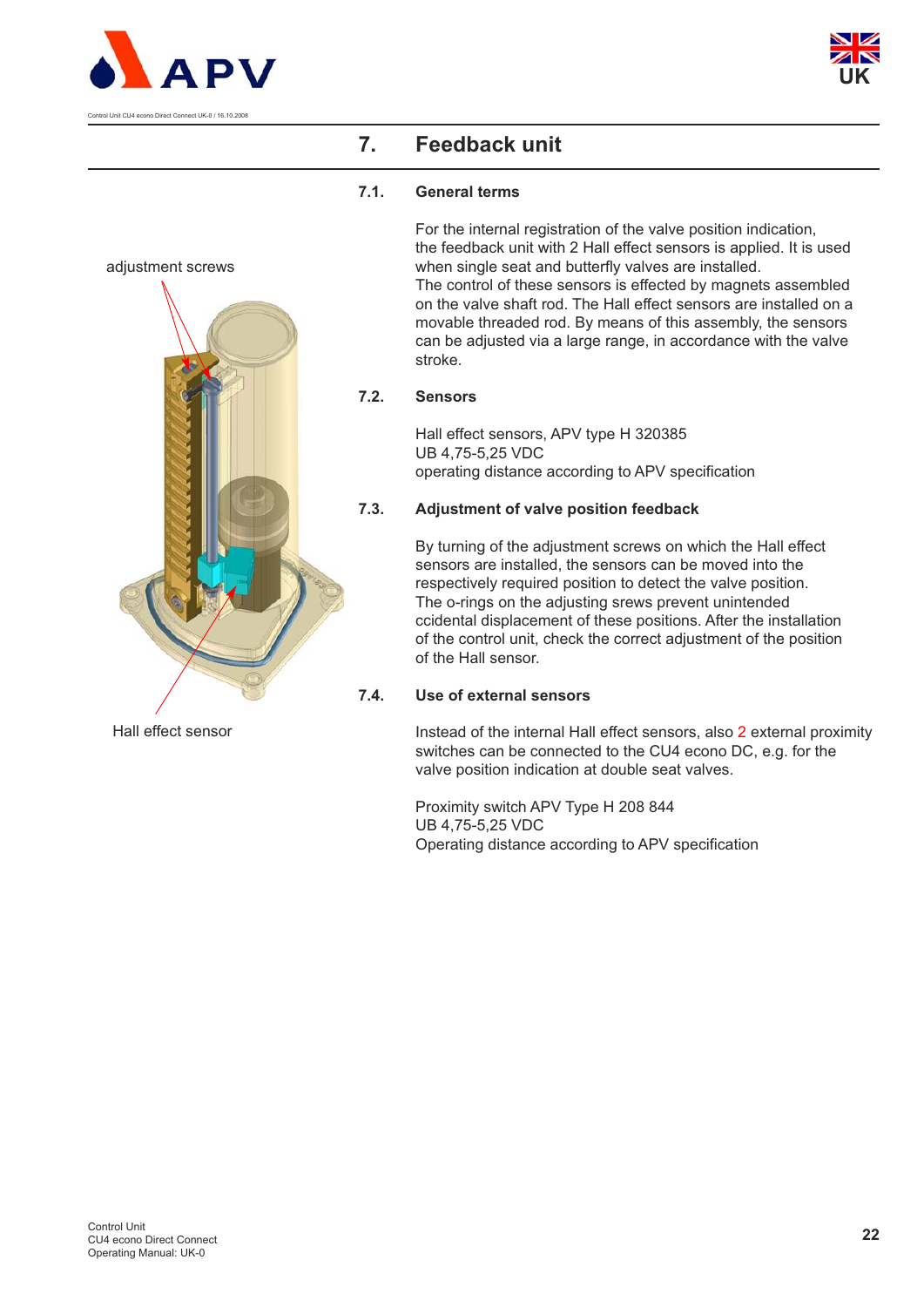# 7. Feedback unit

## 7.1. General terms

adjustment screws

Hall effect sensor

For the internal registration of the valve position indication, the feedback unit with 2 Hall effect sensors is applied. It is used when single seat and butterfly valves are installed.
The control of these sensors is effected by magnets assembled on the valve shaft rod. The Hall effect sensors are installed on a movable threaded rod. By means of this assembly, the sensors can be adjusted via a large range, in accordance with the valve stroke.

## 7.2. Sensors

Hall effect sensors, APV type H 320385
UB 4,75-5,25 VDC
operating distance according to APV specification

## 7.3. Adjustment of valve position feedback

By turning of the adjustment screws on which the Hall effect sensors are installed, the sensors can be moved into the respectively required position to detect the valve position.
The o-rings on the adjusting srews prevent unintended ccidental displacement of these positions. After the installation of the control unit, check the correct adjustment of the position of the Hall sensor.

## 7.4. Use of external sensors

Instead of the internal Hall effect sensors, also 2 external proximity switches can be connected to the CU4 econo DC, e.g. for the valve position indication at double seat valves.

Proximity switch APV Type H 208 844
UB 4,75-5,25 VDC
Operating distance according to APV specification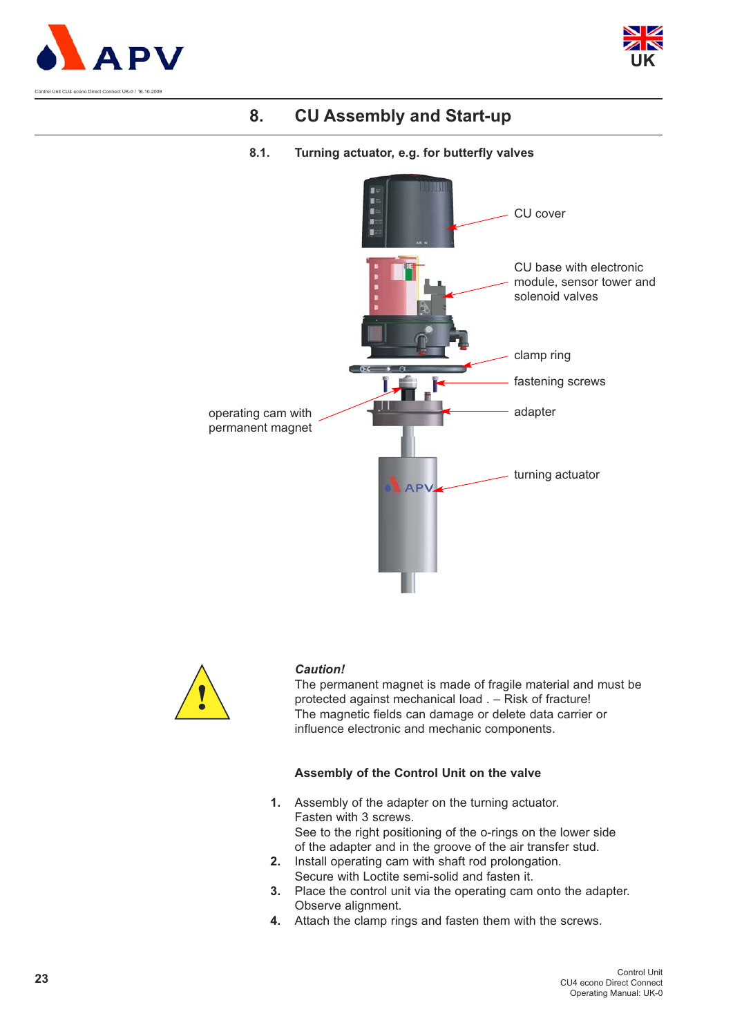## 8. CU Assembly and Start-up

### 8.1. Turning actuator, e.g. for butterfly valves

CU cover

CU base with electronic module, sensor tower and solenoid valves

clamp ring

fastening screws

operating cam with permanent magnet

adapter

turning actuator

***Caution!***

The permanent magnet is made of fragile material and must be protected against mechanical load . – Risk of fracture!
The magnetic fields can damage or delete data carrier or influence electronic and mechanic components.

**Assembly of the Control Unit on the valve**

1. Assembly of the adapter on the turning actuator.
   Fasten with 3 screws.
   See to the right positioning of the o-rings on the lower side of the adapter and in the groove of the air transfer stud.
2. Install operating cam with shaft rod prolongation.
   Secure with Loctite semi-solid and fasten it.
3. Place the control unit via the operating cam onto the adapter.
   Observe alignment.
4. Attach the clamp rings and fasten them with the screws.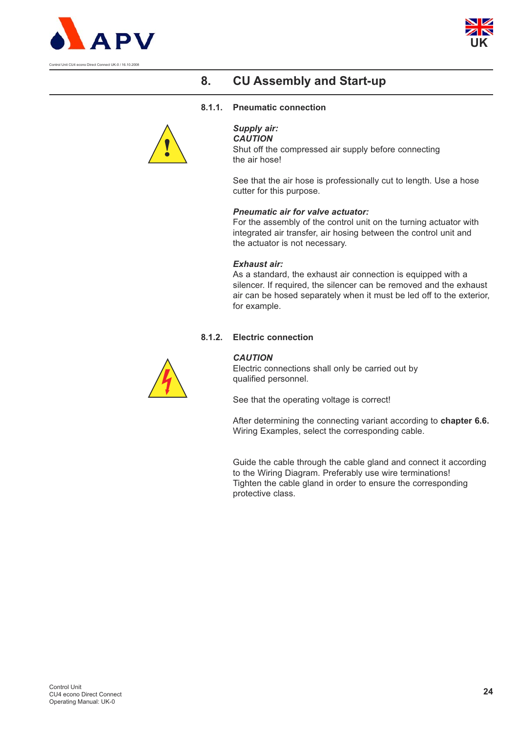# 8. CU Assembly and Start-up

### 8.1.1. Pneumatic connection

***Supply air:***
***CAUTION***
Shut off the compressed air supply before connecting the air hose!

See that the air hose is professionally cut to length. Use a hose cutter for this purpose.

***Pneumatic air for valve actuator:***
For the assembly of the control unit on the turning actuator with integrated air transfer, air hosing between the control unit and the actuator is not necessary.

***Exhaust air:***
As a standard, the exhaust air connection is equipped with a silencer. If required, the silencer can be removed and the exhaust air can be hosed separately when it must be led off to the exterior, for example.

### 8.1.2. Electric connection

***CAUTION***
Electric connections shall only be carried out by qualified personnel.

See that the operating voltage is correct!

After determining the connecting variant according to **chapter 6.6.** Wiring Examples, select the corresponding cable.

Guide the cable through the cable gland and connect it according to the Wiring Diagram. Preferably use wire terminations! Tighten the cable gland in order to ensure the corresponding protective class.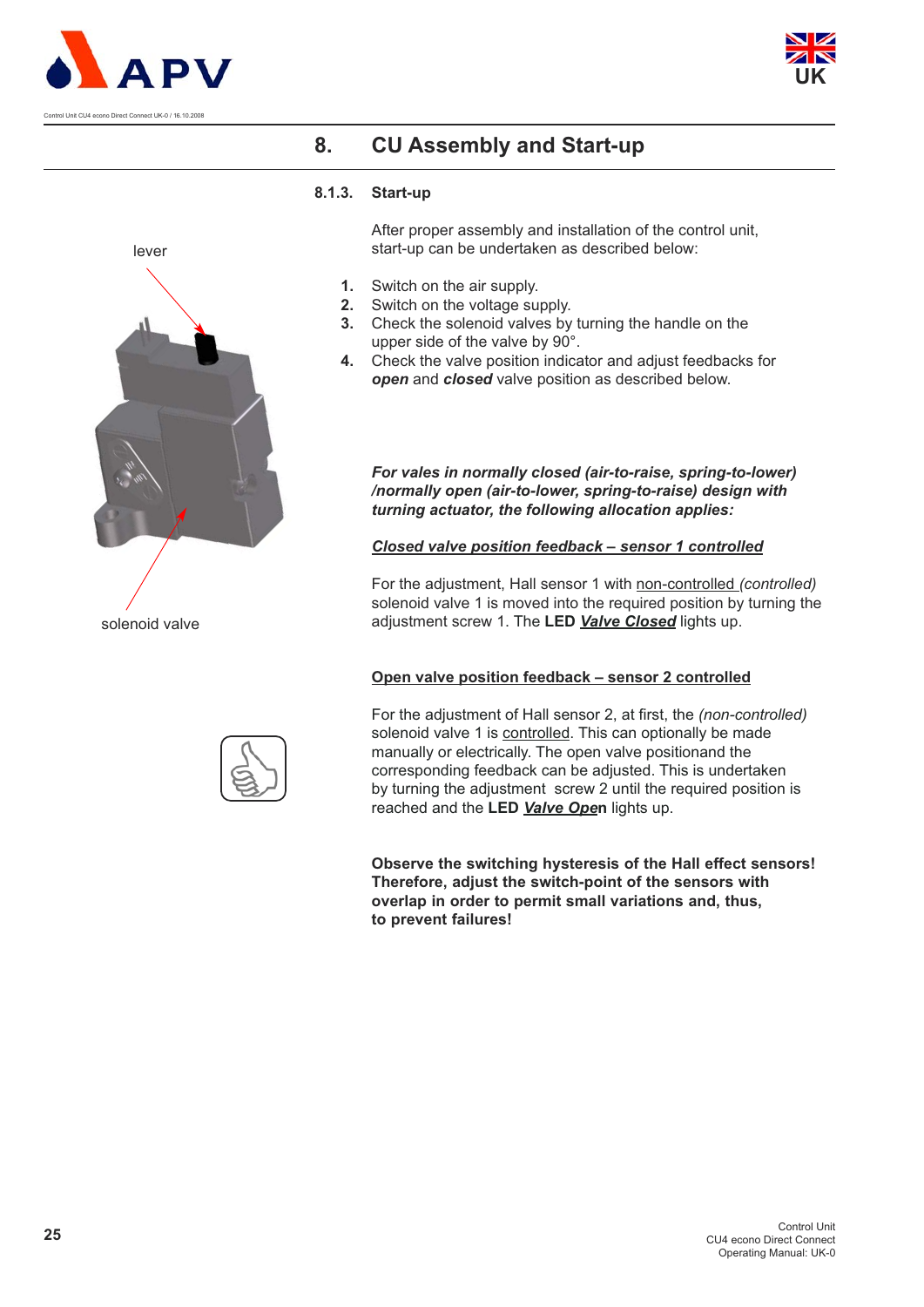## 8. CU Assembly and Start-up

### 8.1.3. Start-up

lever

solenoid valve

After proper assembly and installation of the control unit, start-up can be undertaken as described below:

1. Switch on the air supply.
2. Switch on the voltage supply.
3. Check the solenoid valves by turning the handle on the upper side of the valve by 90°.
4. Check the valve position indicator and adjust feedbacks for ***open*** and ***closed*** valve position as described below.

***For vales in normally closed (air-to-raise, spring-to-lower) /normally open (air-to-lower, spring-to-raise) design with turning actuator, the following allocation applies:***

***Closed valve position feedback – sensor 1 controlled***

For the adjustment, Hall sensor 1 with non-controlled *(controlled)* solenoid valve 1 is moved into the required position by turning the adjustment screw 1. The **LED *Valve Closed*** lights up.

**Open valve position feedback – sensor 2 controlled**

For the adjustment of Hall sensor 2, at first, the *(non-controlled)* solenoid valve 1 is controlled. This can optionally be made manually or electrically. The open valve positionand the corresponding feedback can be adjusted. This is undertaken by turning the adjustment screw 2 until the required position is reached and the **LED *Valve Open*** lights up.

**Observe the switching hysteresis of the Hall effect sensors! Therefore, adjust the switch-point of the sensors with overlap in order to permit small variations and, thus, to prevent failures!**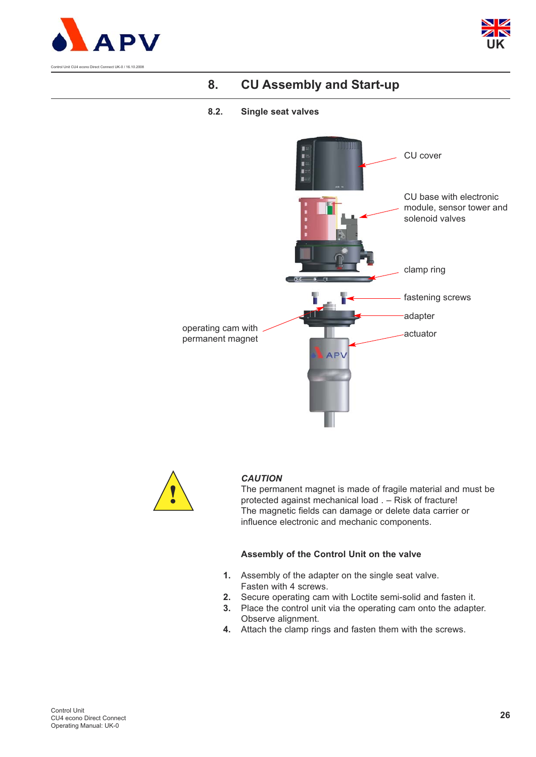## 8. CU Assembly and Start-up

### 8.2. Single seat valves

CU cover

CU base with electronic module, sensor tower and solenoid valves

clamp ring

fastening screws

adapter

actuator

operating cam with permanent magnet

***CAUTION***
The permanent magnet is made of fragile material and must be protected against mechanical load . – Risk of fracture!
The magnetic fields can damage or delete data carrier or influence electronic and mechanic components.

**Assembly of the Control Unit on the valve**

1. Assembly of the adapter on the single seat valve.
   Fasten with 4 screws.
2. Secure operating cam with Loctite semi-solid and fasten it.
3. Place the control unit via the operating cam onto the adapter.
   Observe alignment.
4. Attach the clamp rings and fasten them with the screws.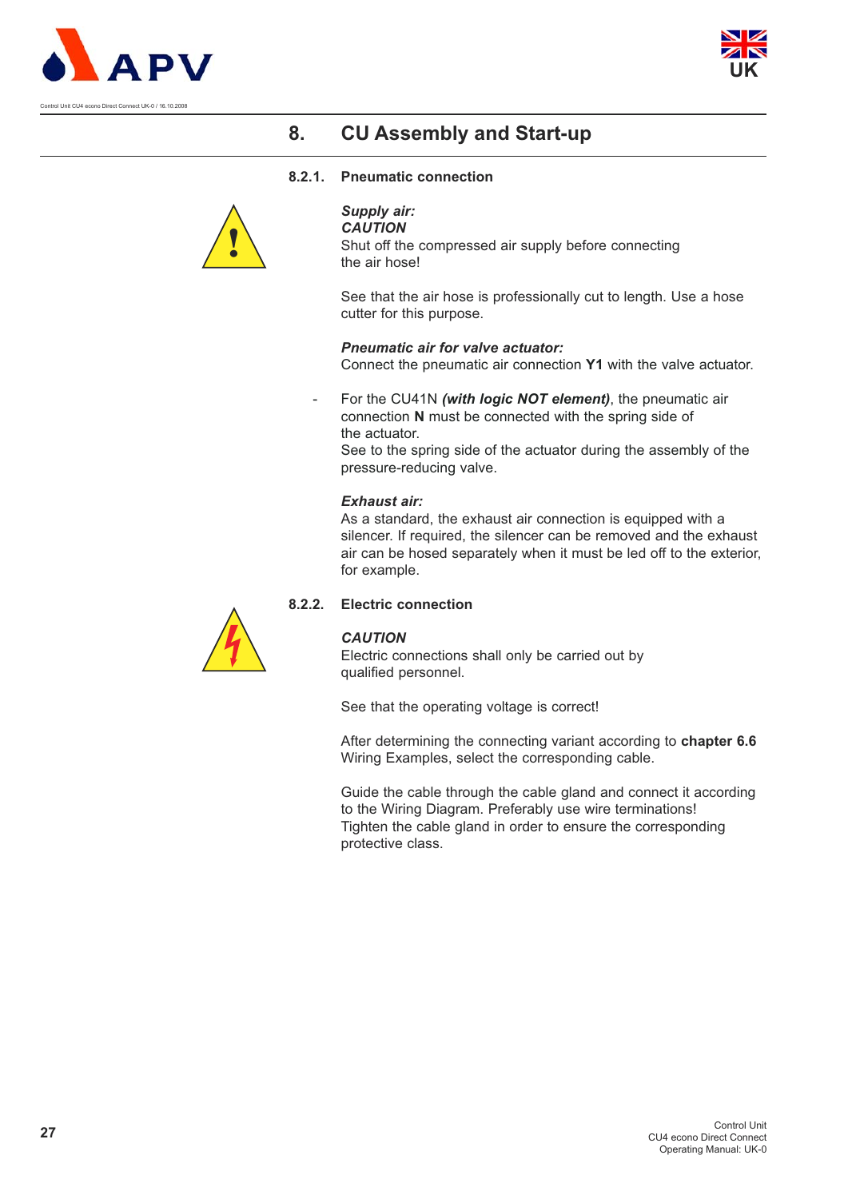# 8. CU Assembly and Start-up

### 8.2.1. Pneumatic connection

***Supply air:***
***CAUTION***
Shut off the compressed air supply before connecting the air hose!

See that the air hose is professionally cut to length. Use a hose cutter for this purpose.

***Pneumatic air for valve actuator:***
Connect the pneumatic air connection **Y1** with the valve actuator.

- For the CU41N ***(with logic NOT element)***, the pneumatic air connection **N** must be connected with the spring side of the actuator.
  See to the spring side of the actuator during the assembly of the pressure-reducing valve.

***Exhaust air:***
As a standard, the exhaust air connection is equipped with a silencer. If required, the silencer can be removed and the exhaust air can be hosed separately when it must be led off to the exterior, for example.

### 8.2.2. Electric connection

***CAUTION***
Electric connections shall only be carried out by qualified personnel.

See that the operating voltage is correct!

After determining the connecting variant according to **chapter 6.6** Wiring Examples, select the corresponding cable.

Guide the cable through the cable gland and connect it according to the Wiring Diagram. Preferably use wire terminations!
Tighten the cable gland in order to ensure the corresponding protective class.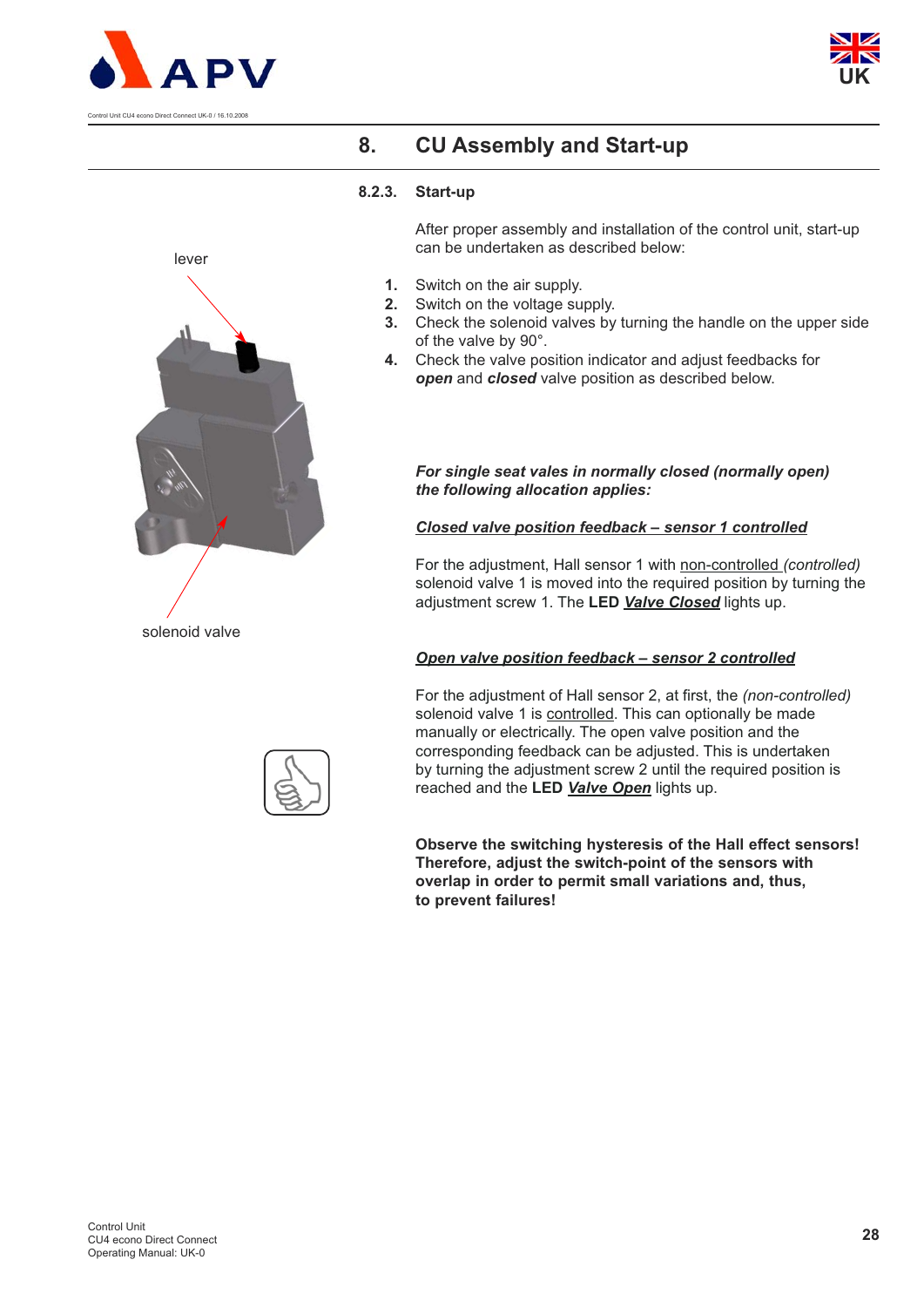# 8. CU Assembly and Start-up

### 8.2.3. Start-up

After proper assembly and installation of the control unit, start-up can be undertaken as described below:

1. Switch on the air supply.
2. Switch on the voltage supply.
3. Check the solenoid valves by turning the handle on the upper side of the valve by 90°.
4. Check the valve position indicator and adjust feedbacks for ***open*** and ***closed*** valve position as described below.

lever

solenoid valve

***For single seat vales in normally closed (normally open) the following allocation applies:***

***<u>Closed valve position feedback – sensor 1 controlled</u>***

For the adjustment, Hall sensor 1 with <u>non-controlled</u> *(controlled)* solenoid valve 1 is moved into the required position by turning the adjustment screw 1. The **LED *<u>Valve Closed</u>*** lights up.

***<u>Open valve position feedback – sensor 2 controlled</u>***

For the adjustment of Hall sensor 2, at first, the *(non-controlled)* solenoid valve 1 is <u>controlled</u>. This can optionally be made manually or electrically. The open valve position and the corresponding feedback can be adjusted. This is undertaken by turning the adjustment screw 2 until the required position is reached and the **LED *<u>Valve Open</u>*** lights up.

**Observe the switching hysteresis of the Hall effect sensors! Therefore, adjust the switch-point of the sensors with overlap in order to permit small variations and, thus, to prevent failures!**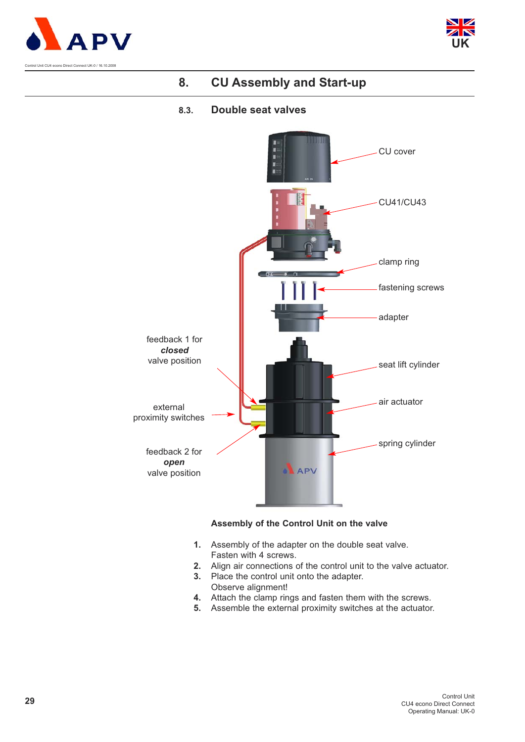# 8. CU Assembly and Start-up

## 8.3. Double seat valves

CU cover

CU41/CU43

clamp ring

fastening screws

adapter

feedback 1 for ***closed*** valve position

seat lift cylinder

air actuator

external proximity switches

feedback 2 for ***open*** valve position

spring cylinder

**Assembly of the Control Unit on the valve**

1. Assembly of the adapter on the double seat valve.
   Fasten with 4 screws.
2. Align air connections of the control unit to the valve actuator.
3. Place the control unit onto the adapter.
   Observe alignment!
4. Attach the clamp rings and fasten them with the screws.
5. Assemble the external proximity switches at the actuator.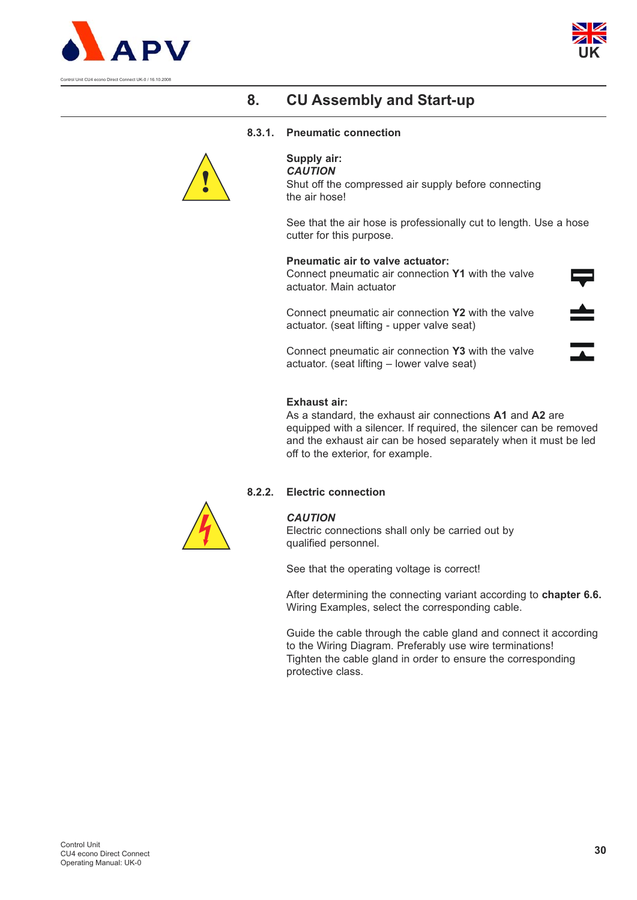## 8. CU Assembly and Start-up

### 8.3.1. Pneumatic connection

**Supply air:**
***CAUTION***
Shut off the compressed air supply before connecting the air hose!

See that the air hose is professionally cut to length. Use a hose cutter for this purpose.

**Pneumatic air to valve actuator:**
Connect pneumatic air connection **Y1** with the valve actuator. Main actuator

Connect pneumatic air connection **Y2** with the valve actuator. (seat lifting - upper valve seat)

Connect pneumatic air connection **Y3** with the valve actuator. (seat lifting – lower valve seat)

**Exhaust air:**
As a standard, the exhaust air connections **A1** and **A2** are equipped with a silencer. If required, the silencer can be removed and the exhaust air can be hosed separately when it must be led off to the exterior, for example.

### 8.2.2. Electric connection

***CAUTION***
Electric connections shall only be carried out by qualified personnel.

See that the operating voltage is correct!

After determining the connecting variant according to **chapter 6.6.** Wiring Examples, select the corresponding cable.

Guide the cable through the cable gland and connect it according to the Wiring Diagram. Preferably use wire terminations! Tighten the cable gland in order to ensure the corresponding protective class.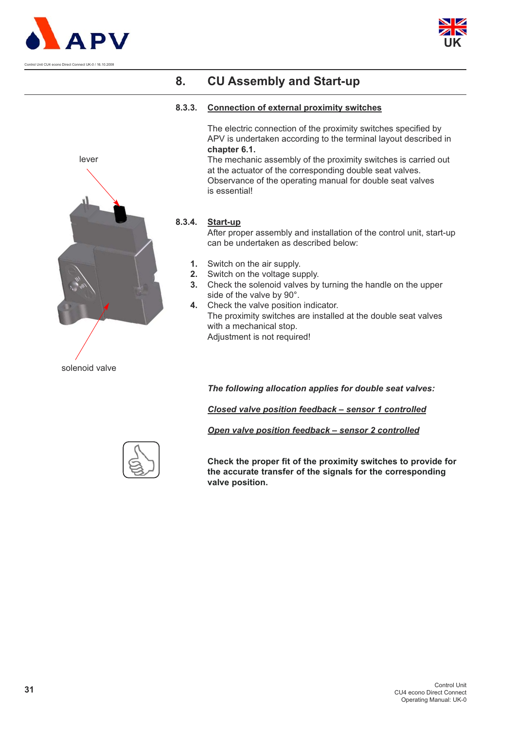## 8. CU Assembly and Start-up

### 8.3.3. Connection of external proximity switches

The electric connection of the proximity switches specified by APV is undertaken according to the terminal layout described in **chapter 6.1.**
The mechanic assembly of the proximity switches is carried out at the actuator of the corresponding double seat valves. Observance of the operating manual for double seat valves is essential!

lever

solenoid valve

### 8.3.4. Start-up

After proper assembly and installation of the control unit, start-up can be undertaken as described below:

1. Switch on the air supply.
2. Switch on the voltage supply.
3. Check the solenoid valves by turning the handle on the upper side of the valve by 90°.
4. Check the valve position indicator.
The proximity switches are installed at the double seat valves with a mechanical stop.
Adjustment is not required!

***The following allocation applies for double seat valves:***

***Closed valve position feedback – sensor 1 controlled***

***Open valve position feedback – sensor 2 controlled***

**Check the proper fit of the proximity switches to provide for the accurate transfer of the signals for the corresponding valve position.**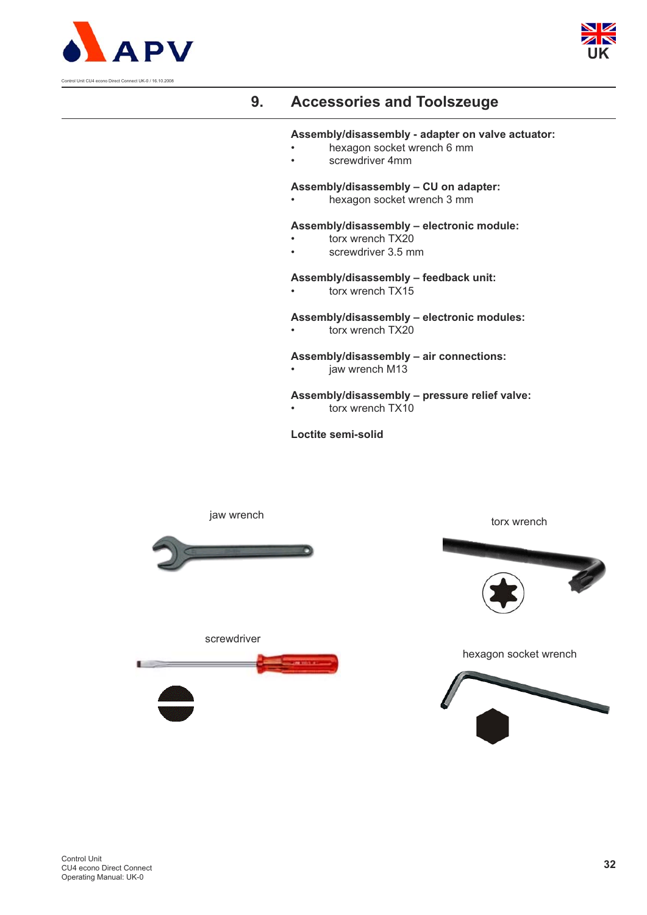## 9. Accessories and Toolszeuge

**Assembly/disassembly - adapter on valve actuator:**

- hexagon socket wrench 6 mm
- screwdriver 4mm

**Assembly/disassembly – CU on adapter:**

- hexagon socket wrench 3 mm

**Assembly/disassembly – electronic module:**

- torx wrench TX20
- screwdriver 3.5 mm

**Assembly/disassembly – feedback unit:**

- torx wrench TX15

**Assembly/disassembly – electronic modules:**

- torx wrench TX20

**Assembly/disassembly – air connections:**

- jaw wrench M13

**Assembly/disassembly – pressure relief valve:**

- torx wrench TX10

**Loctite semi-solid**

jaw wrench

torx wrench

screwdriver

hexagon socket wrench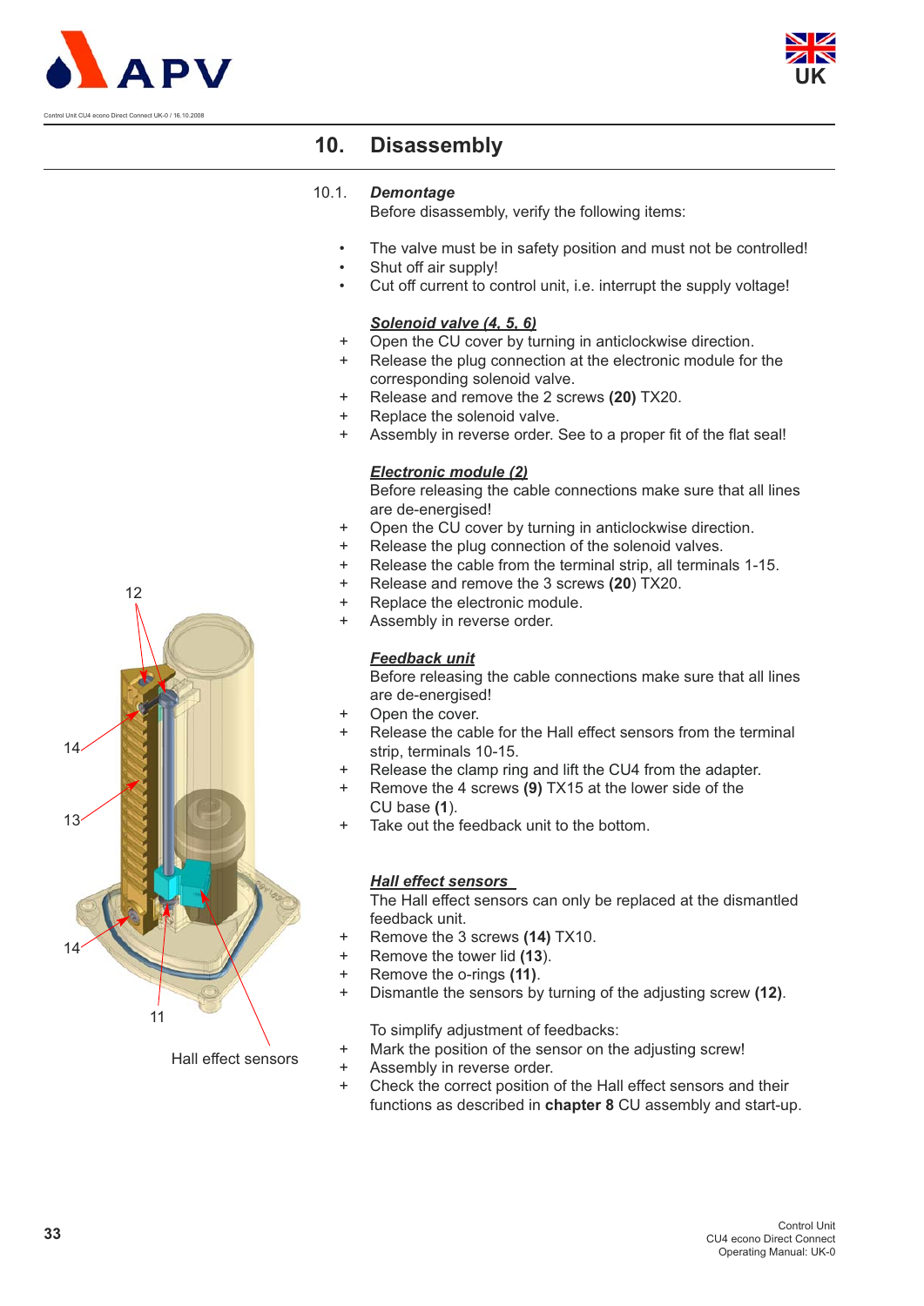## 10. Disassembly

### 10.1. *Demontage*

Before disassembly, verify the following items:

- The valve must be in safety position and must not be controlled!
- Shut off air supply!
- Cut off current to control unit, i.e. interrupt the supply voltage!

***Solenoid valve (4, 5, 6)***

+ Open the CU cover by turning in anticlockwise direction.
+ Release the plug connection at the electronic module for the corresponding solenoid valve.
+ Release and remove the 2 screws **(20)** TX20.
+ Replace the solenoid valve.
+ Assembly in reverse order. See to a proper fit of the flat seal!

***Electronic module (2)***

Before releasing the cable connections make sure that all lines are de-energised!

+ Open the CU cover by turning in anticlockwise direction.
+ Release the plug connection of the solenoid valves.
+ Release the cable from the terminal strip, all terminals 1-15.
+ Release and remove the 3 screws (**20**) TX20.
+ Replace the electronic module.
+ Assembly in reverse order.

***Feedback unit***

Before releasing the cable connections make sure that all lines are de-energised!

+ Open the cover.
+ Release the cable for the Hall effect sensors from the terminal strip, terminals 10-15.
+ Release the clamp ring and lift the CU4 from the adapter.
+ Remove the 4 screws **(9)** TX15 at the lower side of the CU base (**1**).
+ Take out the feedback unit to the bottom.

***Hall effect sensors***

The Hall effect sensors can only be replaced at the dismantled feedback unit.

+ Remove the 3 screws **(14)** TX10.
+ Remove the tower lid (**13**).
+ Remove the o-rings **(11)**.
+ Dismantle the sensors by turning of the adjusting screw **(12)**.

To simplify adjustment of feedbacks:

+ Mark the position of the sensor on the adjusting screw!
+ Assembly in reverse order.
+ Check the correct position of the Hall effect sensors and their functions as described in **chapter 8** CU assembly and start-up.

12

14

13

14

11

Hall effect sensors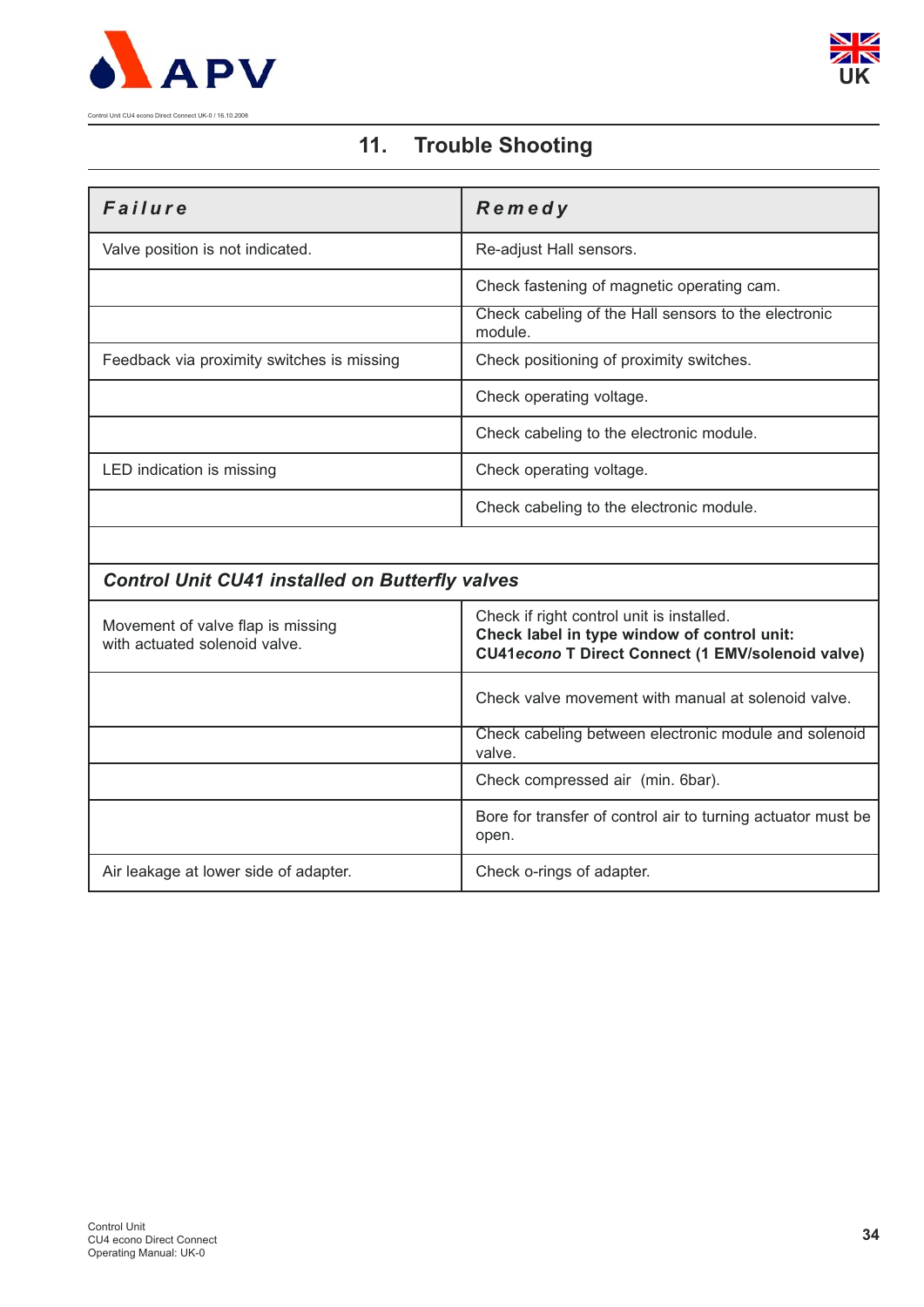## 11. Trouble Shooting

| ***Failure*** | ***Remedy*** |
|---|---|
| Valve position is not indicated. | Re-adjust Hall sensors. |
| | Check fastening of magnetic operating cam. |
| | Check cabeling of the Hall sensors to the electronic module. |
| Feedback via proximity switches is missing | Check positioning of proximity switches. |
| | Check operating voltage. |
| | Check cabeling to the electronic module. |
| LED indication is missing | Check operating voltage. |
| | Check cabeling to the electronic module. |
| | |
| ***Control Unit CU41 installed on Butterfly valves*** | |
| Movement of valve flap is missing with actuated solenoid valve. | Check if right control unit is installed. **Check label in type window of control unit: CU41*econo* T Direct Connect (1 EMV/solenoid valve)** |
| | Check valve movement with manual at solenoid valve. |
| | Check cabeling between electronic module and solenoid valve. |
| | Check compressed air (min. 6bar). |
| | Bore for transfer of control air to turning actuator must be open. |
| Air leakage at lower side of adapter. | Check o-rings of adapter. |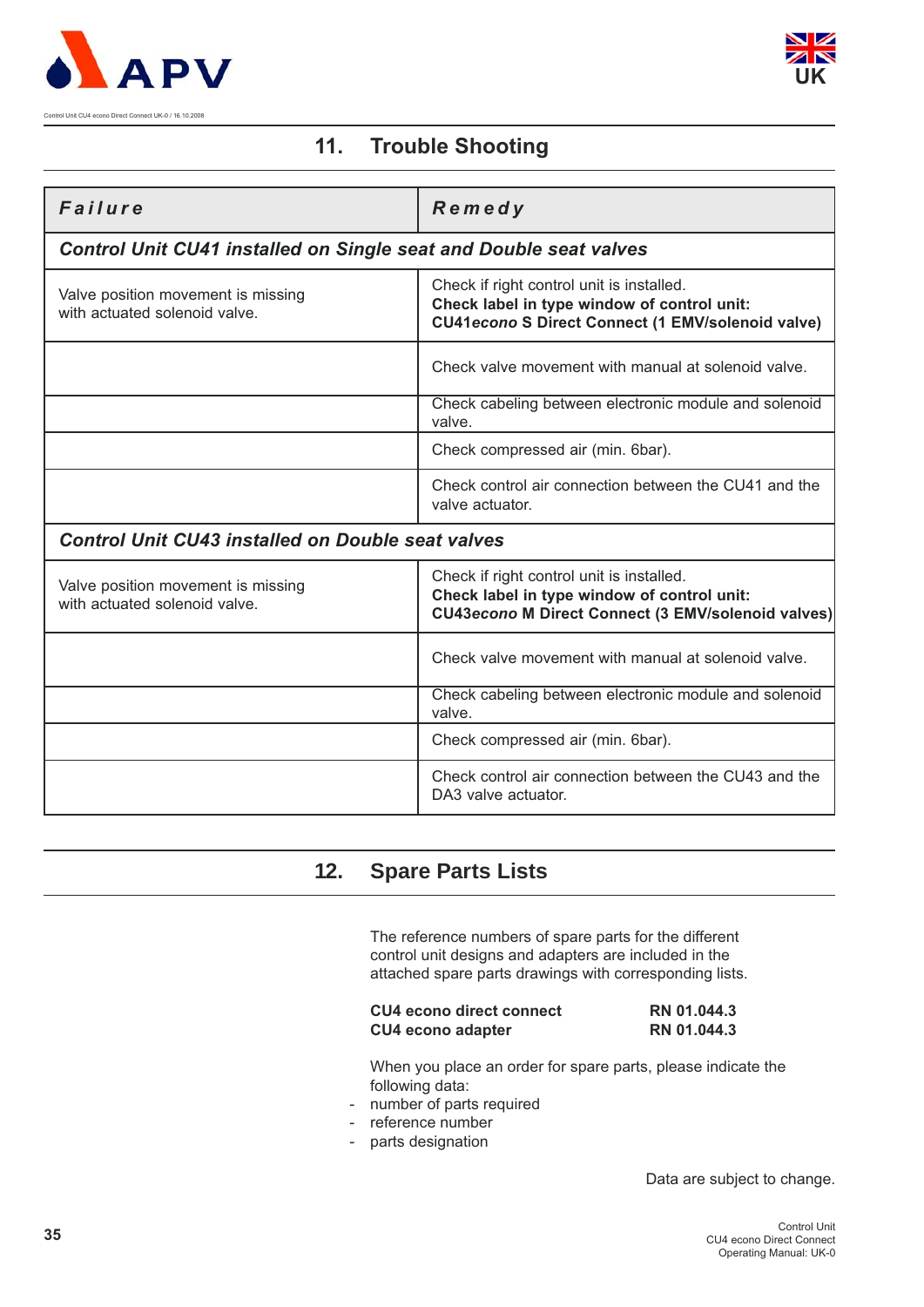## 11. Trouble Shooting

| ***Failure*** | ***Remedy*** |
|---|---|
| ***Control Unit CU41 installed on Single seat and Double seat valves*** | |
| Valve position movement is missing with actuated solenoid valve. | Check if right control unit is installed. **Check label in type window of control unit: CU41*econo* S Direct Connect (1 EMV/solenoid valve)** |
| | Check valve movement with manual at solenoid valve. |
| | Check cabeling between electronic module and solenoid valve. |
| | Check compressed air (min. 6bar). |
| | Check control air connection between the CU41 and the valve actuator. |
| ***Control Unit CU43 installed on Double seat valves*** | |
| Valve position movement is missing with actuated solenoid valve. | Check if right control unit is installed. **Check label in type window of control unit: CU43*econo* M Direct Connect (3 EMV/solenoid valves)** |
| | Check valve movement with manual at solenoid valve. |
| | Check cabeling between electronic module and solenoid valve. |
| | Check compressed air (min. 6bar). |
| | Check control air connection between the CU43 and the DA3 valve actuator. |

## 12. Spare Parts Lists

The reference numbers of spare parts for the different control unit designs and adapters are included in the attached spare parts drawings with corresponding lists.

| | |
|---|---|
| **CU4 econo direct connect** | **RN 01.044.3** |
| **CU4 econo adapter** | **RN 01.044.3** |

When you place an order for spare parts, please indicate the following data:

- number of parts required
- reference number
- parts designation

Data are subject to change.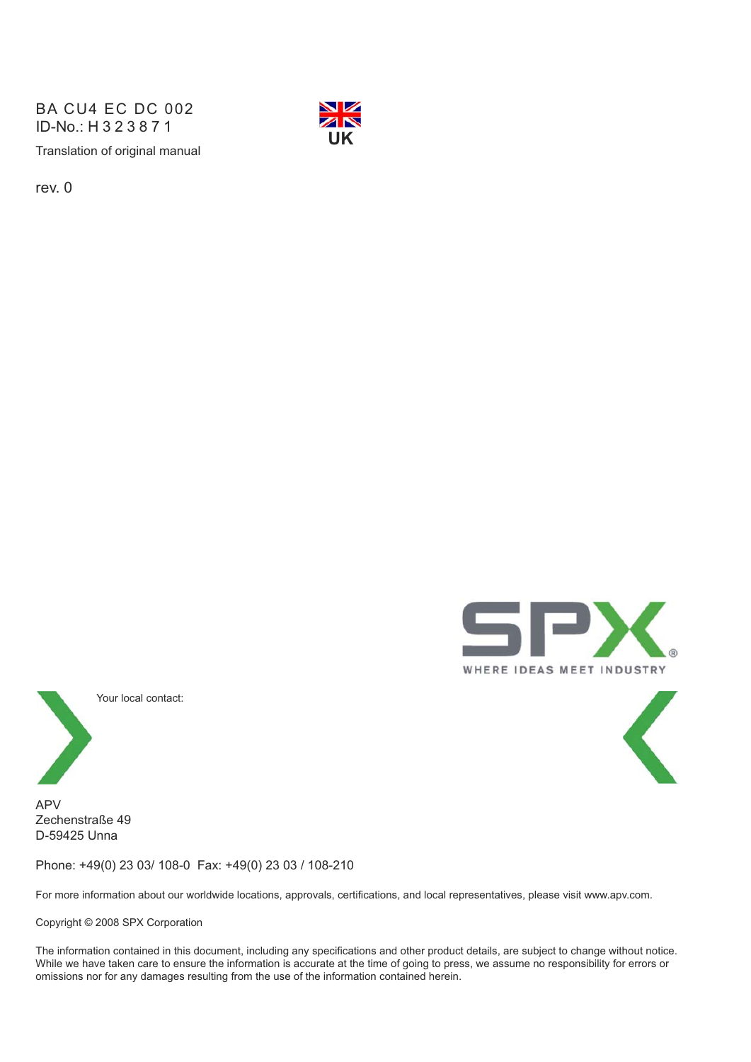BA CU4 EC DC 002
ID-No.: H 3 2 3 8 7 1

Translation of original manual

rev. 0

UK

WHERE IDEAS MEET INDUSTRY

Your local contact:

APV
Zechenstraße 49
D-59425 Unna

Phone: +49(0) 23 03/ 108-0  Fax: +49(0) 23 03 / 108-210

For more information about our worldwide locations, approvals, certifications, and local representatives, please visit www.apv.com.

Copyright © 2008 SPX Corporation

The information contained in this document, including any specifications and other product details, are subject to change without notice. While we have taken care to ensure the information is accurate at the time of going to press, we assume no responsibility for errors or omissions nor for any damages resulting from the use of the information contained herein.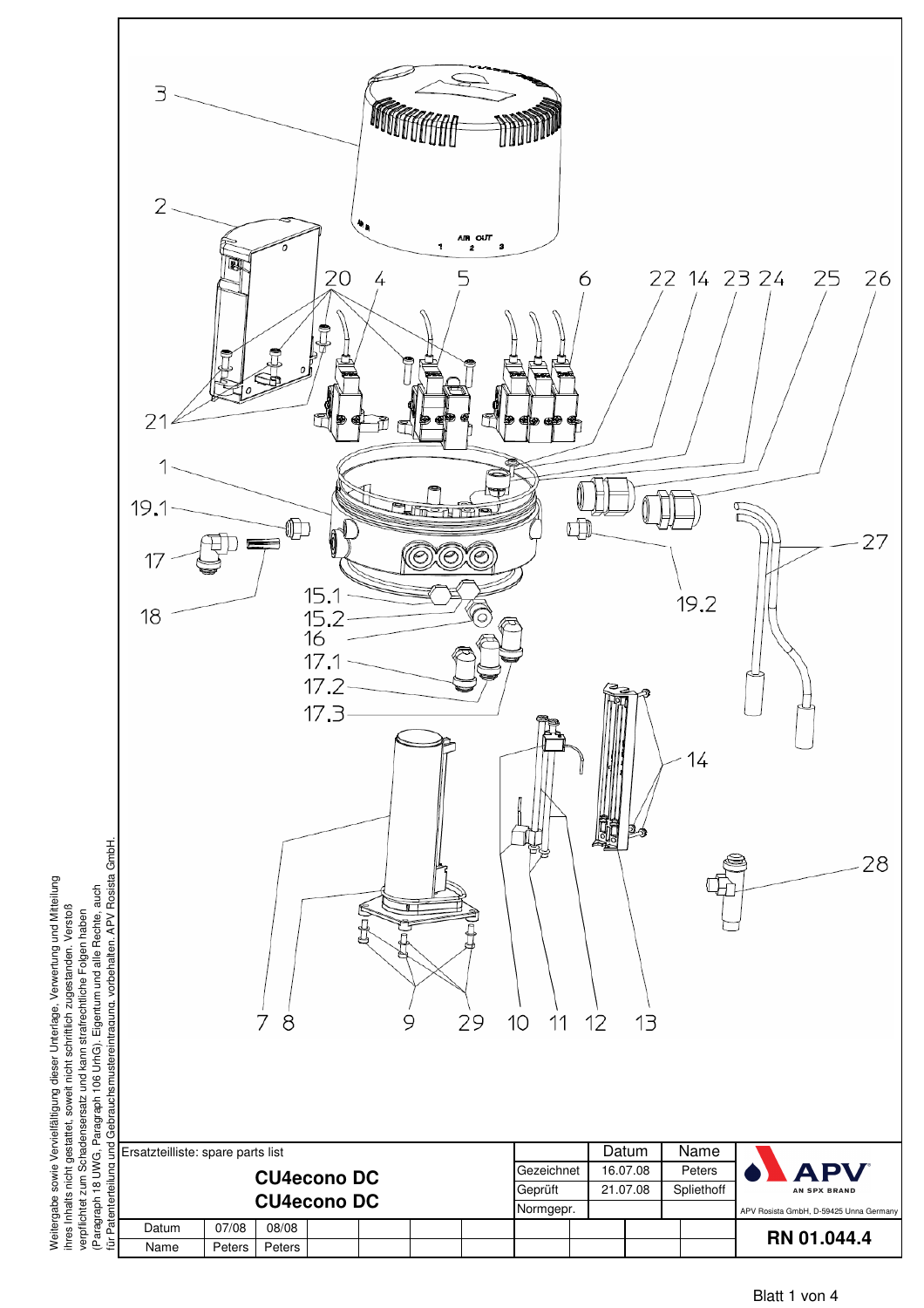3

2

20 4 5 6 22 14 23 24 25 26

21

1

19.1

17

18

15.1

15.2

16

17.1

17.2

17.3

27

19.2

14

28

7 8 9 29 10 11 12 13

Weitergabe sowie Vervielfältigung dieser Unterlage, Verwertung und Mitteilung ihres Inhalts nicht gestattet, soweit nicht schriftlich zugestanden. Verstoß verpflichtet zum Schadensersatz und kann strafrechtliche Folgen haben (Paragraph 18 UWG, Paragraph 106 UrhG). Eigentum und alle Rechte, auch für Patenterteilung und Gebrauchsmustereintragung, vorbehalten. APV Rosista GmbH.

| Ersatzteilliste: spare parts list | | | | | | | | | Datum | Name | APV AN SPX BRAND |
|---|---|---|---|---|---|---|---|---|---|---|---|
| **CU4econo DC** | | | | | | | | Gezeichnet | 16.07.08 | Peters | |
| **CU4econo DC** | | | | | | | | Geprüft | 21.07.08 | Spliethoff | |
| | | | | | | | | Normgepr. | | | APV Rosista GmbH, D-59425 Unna Germany |
| Datum | 07/08 | 08/08 | | | | | | | | | **RN 01.044.4** |
| Name | Peters | Peters | | | | | | | | | |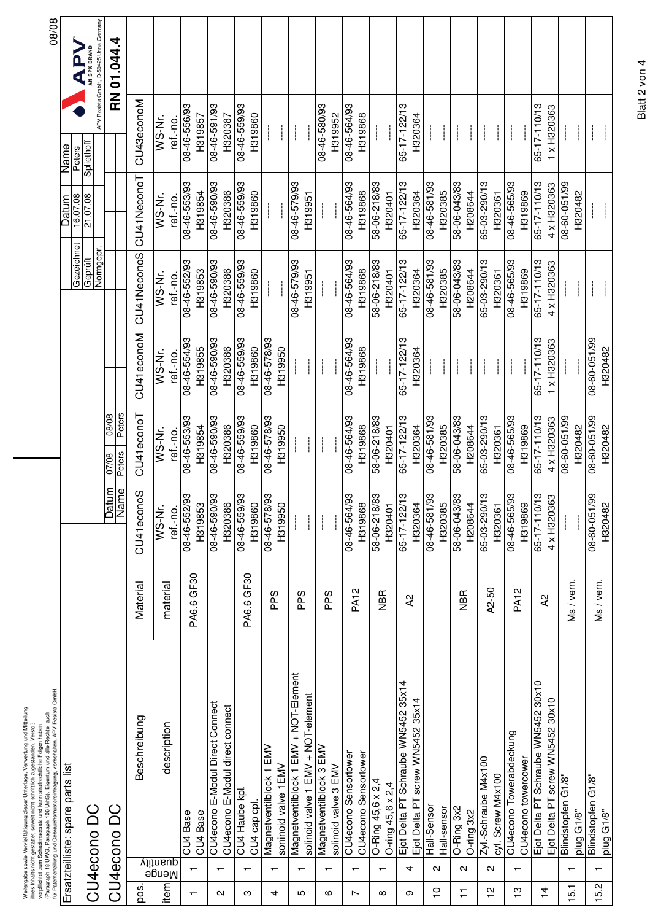Weitergabe sowie Vervielfältigung dieser Unterlage, Verwertung und Mitteilung ihres Inhalts nicht gestattet, soweit nicht schriftlich zugestanden. Verstoß verpflichtet zum Schadensersatz und kann strafrechtliche Folgen haben (Paragraph 18 UWG, Paragraph 106 UrhG). Eigentum und alle Rechte, auch für Patenterteilung und Gebrauchsmustereintragung, vorbehalten. APV Rosista GmbH

# Ersatzteilliste: spare parts list

## CU4econo DC

## CU4econo DC

| Datum | 07/08 | 08/08 |
|---|---|---|
| Name | Peters | Peters |

| | Datum | Name |
|---|---|---|
| Gezeichnet | 16.07.08 | Peters |
| Geprüft | 21.07.08 | Spliethoff |
| Normgepr. | | |

APV AN SPX BRAND — APV Rosista GmbH, D-59425 Unna Germany

**RN 01.044.4**

08/08

| pos. / item | Menge / quantity | Beschreibung / description | Material / material | CU41econoS WS-Nr. / ref.-no. | CU41econoT WS-Nr. / ref.-no. | CU41econoM WS-Nr. / ref.-no. | CU41NeconoS WS-Nr. / ref.-no. | CU41NeconoT WS-Nr. / ref.-no. | CU43econoM WS-Nr. / ref.-no. |
|---|---|---|---|---|---|---|---|---|---|
| 1 | 1 | CU4 Base / CU4 Base | PA6.6 GF30 | 08-46-552/93 H319853 | 08-46-553/93 H319854 | 08-46-554/93 H319855 | 08-46-552/93 H319853 | 08-46-553/93 H319854 | 08-46-556/93 H319857 |
| 2 | 1 | CU4econo E-Modul Direct Connect / CU4econo E-Modul direct connect | | 08-46-590/93 H320386 | 08-46-590/93 H320386 | 08-46-590/93 H320386 | 08-46-590/93 H320386 | 08-46-590/93 H320386 | 08-46-591/93 H320387 |
| 3 | 1 | CU4 Haube kpl. / CU4 cap cpl. | PA6.6 GF30 | 08-46-559/93 H319860 | 08-46-559/93 H319860 | 08-46-559/93 H319860 | 08-46-559/93 H319860 | 08-46-559/93 H319860 | 08-46-559/93 H319860 |
| 4 | 1 | Magnetventilblock 1 EMV / soninoid valve 1EMV | PPS | 08-46-578/93 H319950 | 08-46-578/93 H319950 | 08-46-578/93 H319950 | ---- ---- | ---- ---- | ---- ---- |
| 5 | 1 | Magnetventilblock 1 EMV + NOT-Element / solinoid valve 1 EMV + NOT-element | PPS | ---- ---- | ---- ---- | ---- ---- | 08-46-579/93 H319951 | 08-46-579/93 H319951 | ---- ---- |
| 6 | 1 | Magnetventilblock 3 EMV / solinoid valve 3 EMV | PPS | ---- ---- | ---- ---- | ---- ---- | ---- ---- | ---- ---- | 08-46-580/93 H319952 |
| 7 | 1 | CU4econo Sensortower / CU4econo Sensortower | PA12 | 08-46-564/93 H319868 | 08-46-564/93 H319868 | 08-46-564/93 H319868 | 08-46-564/93 H319868 | 08-46-564/93 H319868 | 08-46-564/93 H319868 |
| 8 | 1 | O-Ring 45,6 x 2,4 / O-ring 45,6 x 2,4 | NBR | 58-06-218/83 H320401 | 58-06-218/83 H320401 | ---- ---- | 58-06-218/83 H320401 | 58-06-218/83 H320401 | ---- ---- |
| 9 | 4 | Ejot Delta PT Schraube WN5452 35x14 / Ejot Delta PT screw WN5452 35x14 | A2 | 65-17-122/13 H320364 | 65-17-122/13 H320364 | 65-17-122/13 H320364 | 65-17-122/13 H320364 | 65-17-122/13 H320364 | 65-17-122/13 H320364 |
| 10 | 2 | Hall-Sensor / Hall-sensor | | 08-46-581/93 H320385 | 08-46-581/93 H320385 | ---- ---- | 08-46-581/93 H320385 | 08-46-581/93 H320385 | ---- ---- |
| 11 | 2 | O-Ring 3x2 / O-ring 3x2 | NBR | 58-06-043/83 H208644 | 58-06-043/83 H208644 | ---- ---- | 58-06-043/83 H208644 | 58-06-043/83 H208644 | ---- ---- |
| 12 | 2 | Zyl.-Schraube M4x100 / cyl. Screw M4x100 | A2-50 | 65-03-290/13 H320361 | 65-03-290/13 H320361 | ---- ---- | 65-03-290/13 H320361 | 65-03-290/13 H320361 | ---- ---- |
| 13 | 1 | CU4econo Towerabdeckung / CU4econo towercover | PA12 | 08-46-565/93 H319869 | 08-46-565/93 H319869 | ---- ---- | 08-46-565/93 H319869 | 08-46-565/93 H319869 | ---- ---- |
| 14 | | Ejot Delta PT Schraube WN5452 30x10 / Ejot Delta PT screw WN5452 30x10 | A2 | 65-17-110/13 4 x H320363 | 65-17-110/13 4 x H320363 | 65-17-110/13 1 x H320363 | 65-17-110/13 4 x H320363 | 65-17-110/13 4 x H320363 | 65-17-110/13 1 x H320363 |
| 15.1 | 1 | Blindstopfen G1/8" / plug G1/8" | Ms / vern. | ---- ---- | 08-60-051/99 H320482 | ---- ---- | ---- ---- | 08-60-051/99 H320482 | ---- ---- |
| 15.2 | 1 | Blindstopfen G1/8" / plug G1/8" | Ms / vern. | 08-60-051/99 H320482 | 08-60-051/99 H320482 | 08-60-051/99 H320482 | ---- ---- | ---- ---- | ---- ---- |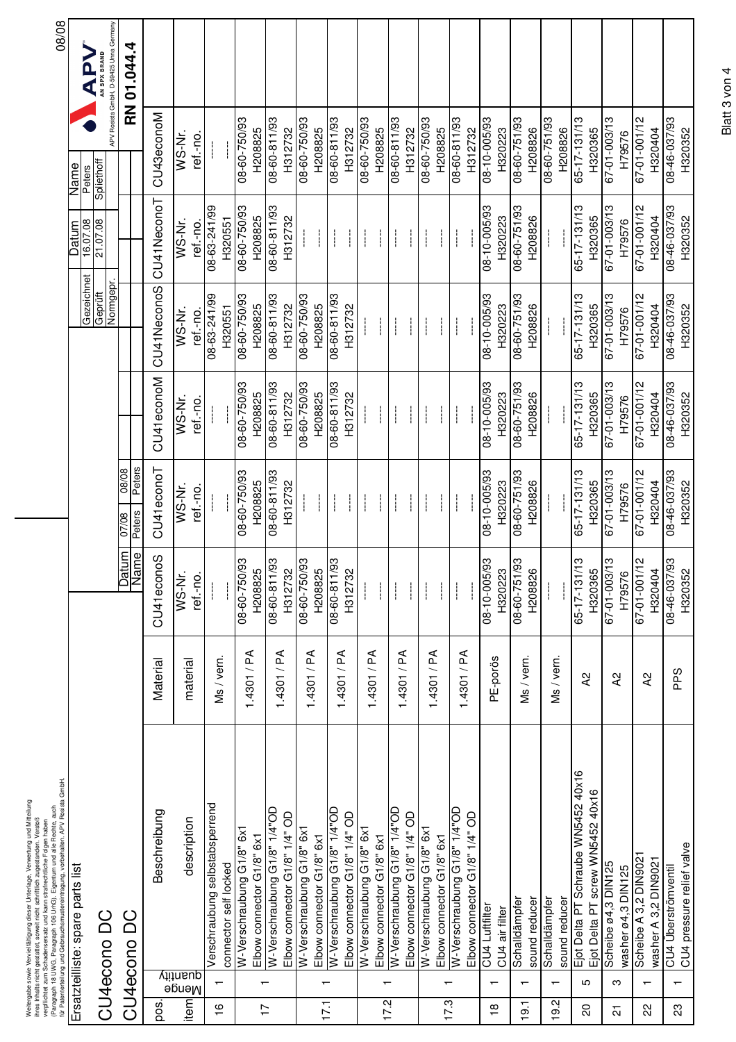Weitergabe sowie Vervielfältigung dieser Unterlage, Verwertung und Mitteilung ihres Inhalts nicht gestattet, soweit nicht schriftlich zugestanden. Verstoß verpflichtet zum Schadensersatz und kann strafrechtliche Folgen haben (Paragraph 18 UWG, Paragraph 106 UrhG). Eigentum und alle Rechte, auch für Patenterteilung und Gebrauchsmustereintragung, vorbehalten. APV Rosista GmbH

Ersatzteilliste: spare parts list

# CU4econo DC

# CU4econo DC

| | Datum | Name |
|---|---|---|
| Gezeichnet | 16.07.08 | Peters |
| Geprüft | 21.07.08 | Spliethoff |
| Normgepr. | | |

| Datum | 07/08 | 08/08 |
|---|---|---|
| Name | Peters | Peters |

APV AN SPX BRAND — APV Rosista GmbH, D-59425 Unna Germany

RN 01.044.4

08/08

| pos. | Menge | Beschreibung | Material | CU41econoS | CU41econoT | CU41econoM | CU41NeconoS | CU41NeconoT | CU43econoM |
|---|---|---|---|---|---|---|---|---|---|
| item | quantity | description | material | WS-Nr. ref.-no. | WS-Nr. ref.-no. | WS-Nr. ref.-no. | WS-Nr. ref.-no. | WS-Nr. ref.-no. | WS-Nr. ref.-no. |
| 16 | 1 | Verschraubung selbstabsperrend / connector self locked | Ms / vern. | ---- | ---- | ---- | 08-63-241/99 H320551 | 08-63-241/99 H320551 | ---- |
| 17 | 1 | W-Verschraubung G1/8" 6x1 / Elbow connector G1/8" 6x1 | 1.4301 / PA | 08-60-750/93 H208825 | 08-60-750/93 H208825 | 08-60-750/93 H208825 | 08-60-750/93 H208825 | 08-60-750/93 H208825 | 08-60-750/93 H208825 |
| | 1 | W-Verschraubung G1/8" 1/4"OD / Elbow connector G1/8" 1/4" OD | 1.4301 / PA | 08-60-811/93 H312732 | 08-60-811/93 H312732 | 08-60-811/93 H312732 | 08-60-811/93 H312732 | 08-60-811/93 H312732 | 08-60-811/93 H312732 |
| 17.1 | 1 | W-Verschraubung G1/8" 6x1 / Elbow connector G1/8" 6x1 | 1.4301 / PA | 08-60-750/93 H208825 | ---- | 08-60-750/93 H208825 | 08-60-750/93 H208825 | ---- | 08-60-750/93 H208825 |
| | 1 | W-Verschraubung G1/8" 1/4"OD / Elbow connector G1/8" 1/4" OD | 1.4301 / PA | 08-60-811/93 H312732 | ---- | 08-60-811/93 H312732 | 08-60-811/93 H312732 | ---- | 08-60-811/93 H312732 |
| 17.2 | 1 | W-Verschraubung G1/8" 6x1 / Elbow connector G1/8" 6x1 | 1.4301 / PA | ---- | ---- | ---- | ---- | ---- | 08-60-750/93 H208825 |
| | 1 | W-Verschraubung G1/8" 1/4"OD / Elbow connector G1/8" 1/4" OD | 1.4301 / PA | ---- | ---- | ---- | ---- | ---- | 08-60-811/93 H312732 |
| 17.3 | 1 | W-Verschraubung G1/8" 6x1 / Elbow connector G1/8" 6x1 | 1.4301 / PA | ---- | ---- | ---- | ---- | ---- | 08-60-750/93 H208825 |
| | 1 | W-Verschraubung G1/8" 1/4"OD / Elbow connector G1/8" 1/4" OD | 1.4301 / PA | ---- | ---- | ---- | ---- | ---- | 08-60-811/93 H312732 |
| 18 | 1 | CU4 Luftfilter / CU4 air filter | PE-porös | 08-10-005/93 H320223 | 08-10-005/93 H320223 | 08-10-005/93 H320223 | 08-10-005/93 H320223 | 08-10-005/93 H320223 | 08-10-005/93 H320223 |
| 19.1 | 1 | Schalldämpfer / sound reducer | Ms / vern. | 08-60-751/93 H208826 | 08-60-751/93 H208826 | 08-60-751/93 H208826 | 08-60-751/93 H208826 | 08-60-751/93 H208826 | 08-60-751/93 H208826 |
| 19.2 | 1 | Schalldämpfer / sound reducer | Ms / vern. | ---- | ---- | ---- | ---- | ---- | 08-60-751/93 H208826 |
| 20 | 5 | Ejot Delta PT Schraube WN5452 40x16 / Ejot Delta PT screw WN5452 40x16 | A2 | 65-17-131/13 H320365 | 65-17-131/13 H320365 | 65-17-131/13 H320365 | 65-17-131/13 H320365 | 65-17-131/13 H320365 | 65-17-131/13 H320365 |
| 21 | 3 | Scheibe ø4,3 DIN125 / washer ø4,3 DIN125 | A2 | 67-01-003/13 H79576 | 67-01-003/13 H79576 | 67-01-003/13 H79576 | 67-01-003/13 H79576 | 67-01-003/13 H79576 | 67-01-003/13 H79576 |
| 22 | 1 | Scheibe A 3,2 DIN9021 / washer A 3,2 DIN9021 | A2 | 67-01-001/12 H320404 | 67-01-001/12 H320404 | 67-01-001/12 H320404 | 67-01-001/12 H320404 | 67-01-001/12 H320404 | 67-01-001/12 H320404 |
| 23 | 1 | CU4 Überströmventil / CU4 pressure relief valve | PPS | 08-46-037/93 H320352 | 08-46-037/93 H320352 | 08-46-037/93 H320352 | 08-46-037/93 H320352 | 08-46-037/93 H320352 | 08-46-037/93 H320352 |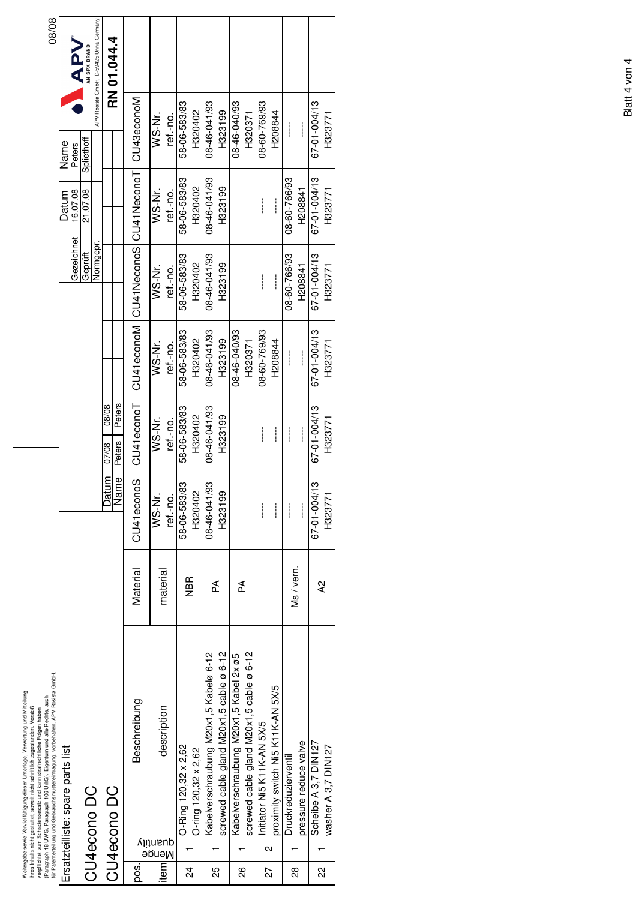Weitergabe sowie Vervielfältigung dieser Unterlage, Verwertung und Mitteilung ihres Inhalts nicht gestattet, soweit nicht schriftlich zugestanden. Verstoß verpflichtet zum Schadensersatz und kann strafrechtliche Folgen haben (Paragraph 18 UWG, Paragraph 106 UrhG). Eigentum und alle Rechte, auch für Patenterteilung und Gebrauchsmustereintragung, vorbehalten. APV Rosista GmbH

Ersatzteilliste: spare parts list

# CU4econo DC

## CU4econo DC

| | Datum | Name |
|---|---|---|
| Gezeichnet | 16.07.08 | Peters |
| Geprüft | 21.07.08 | Spliethoff |
| Normgepr. | | |

| Datum | 07/08 | 08/08 |
|---|---|---|
| Name | Peters | Peters |

APV AN SPX BRAND – APV Rosista GmbH, D-59425 Unna Germany

**RN 01.044.4**

08/08

| pos. / item | Menge / quantity | Beschreibung / description | Material / material | CU41econoS WS-Nr. / ref.-no. | CU41econoT WS-Nr. / ref.-no. | CU41econoM WS-Nr. / ref.-no. | CU41NeconoS WS-Nr. / ref.-no. | CU41NeconoT WS-Nr. / ref.-no. | CU43econoM WS-Nr. / ref.-no. |
|---|---|---|---|---|---|---|---|---|---|
| 24 | 1 | O-Ring 120,32 x 2,62 / O-ring 120,32 x 2,62 | NBR | 58-06-583/83 H320402 | 58-06-583/83 H320402 | 58-06-583/83 H320402 | 58-06-583/83 H320402 | 58-06-583/83 H320402 | 58-06-583/83 H320402 |
| 25 | 1 | Kabelverschraubung M20x1,5 Kabelø 6-12 / screwed cable gland M20x1,5 cable ø 6-12 | PA | 08-46-041/93 H323199 | 08-46-041/93 H323199 | 08-46-041/93 H323199 | 08-46-041/93 H323199 | 08-46-041/93 H323199 | 08-46-041/93 H323199 |
| 26 | 1 | Kabelverschraubung M20x1,5 Kabel 2x ø5 / screwed cable gland M20x1,5 cable ø 6-12 | PA | | | 08-46-040/93 H320371 | | | 08-46-040/93 H320371 |
| 27 | 2 | Initiator Ni5 K11K-AN 5X/5 / proximity switch Ni5 K11K-AN 5X/5 | | ----- ----- | ----- ----- | 08-60-769/93 H208844 | ----- ----- | ----- ----- | 08-60-769/93 H208844 |
| 28 | 1 | Druckreduzierventil / pressure reduce valve | Ms / vern. | ----- ----- | ----- ----- | ----- ----- | 08-60-766/93 H208841 | 08-60-766/93 H208841 | ----- ----- |
| 22 | 1 | Scheibe A 3,7 DIN127 / washer A 3,7 DIN127 | A2 | 67-01-004/13 H323771 | 67-01-004/13 H323771 | 67-01-004/13 H323771 | 67-01-004/13 H323771 | 67-01-004/13 H323771 | 67-01-004/13 H323771 |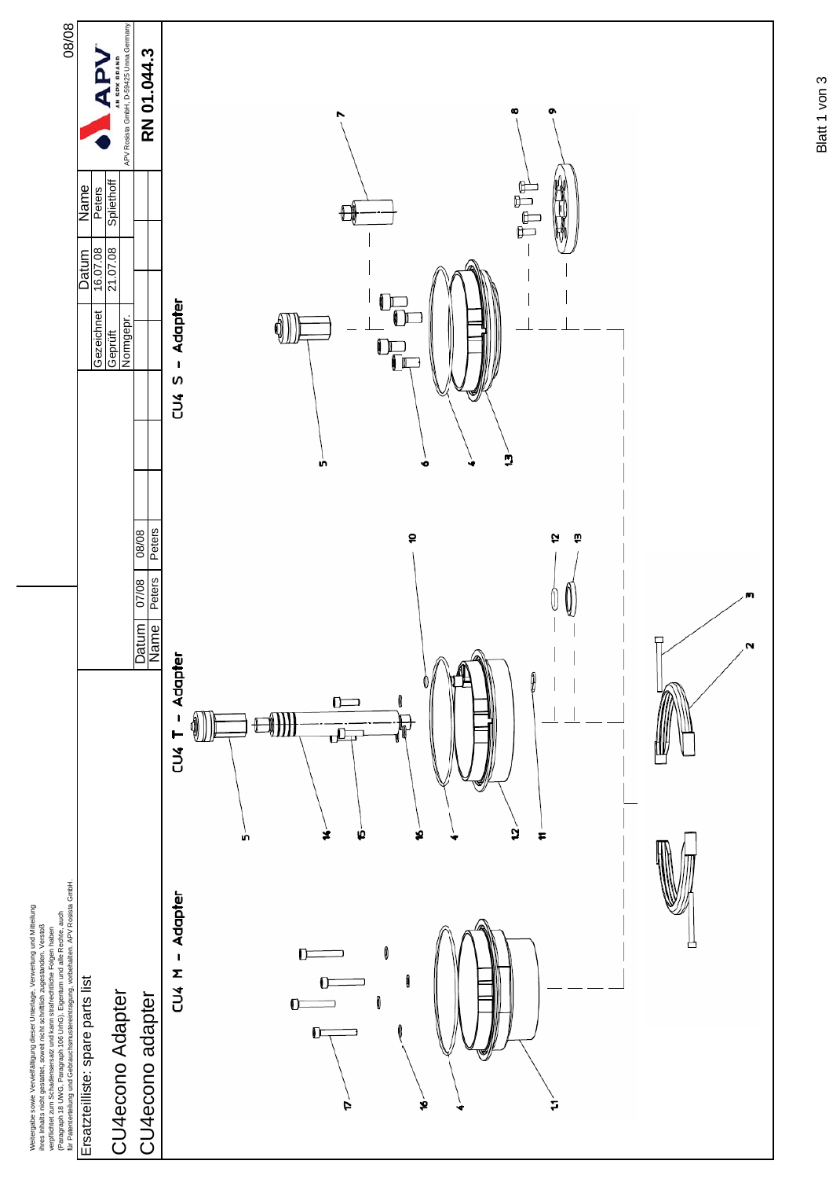Weitergabe sowie Vervielfältigung dieser Unterlage, Verwertung und Mitteilung ihres Inhalts nicht gestattet, soweit nicht schriftlich zugestanden. Verstoß verpflichtet zum Schadensersatz und kann strafrechtliche Folgen haben (Paragraph 18 UWG, Paragraph 106 UrhG). Eigentum und alle Rechte, auch für Patenterteilung und Gebrauchsmustereintragung, vorbehalten, APV Rosista GmbH.

# Ersatzteilliste: spare parts list

## CU4econo Adapter

## CU4econo adapter

| Datum | 07/08 | 08/08 |
|---|---|---|
| Name | Peters | Peters |

| | Datum | Name |
|---|---|---|
| Gezeichnet | 16.07.08 | Peters |
| Geprüft | 21.07.08 | Splethoff |
| Normgepr. | | |

APV AN SPX BRAND

APV Rosista GmbH, D-59425 Unna Germany

**RN 01.044.3**

08/08

CU4 M - Adapter

CU4 T - Adapter

CU4 S - Adapter

17, 16, 4, 11, 5, 14, 15, 16, 4, 12, 11, 10, 12, 13, 3, 2, 5, 6, 4, 13, 7, 8, 9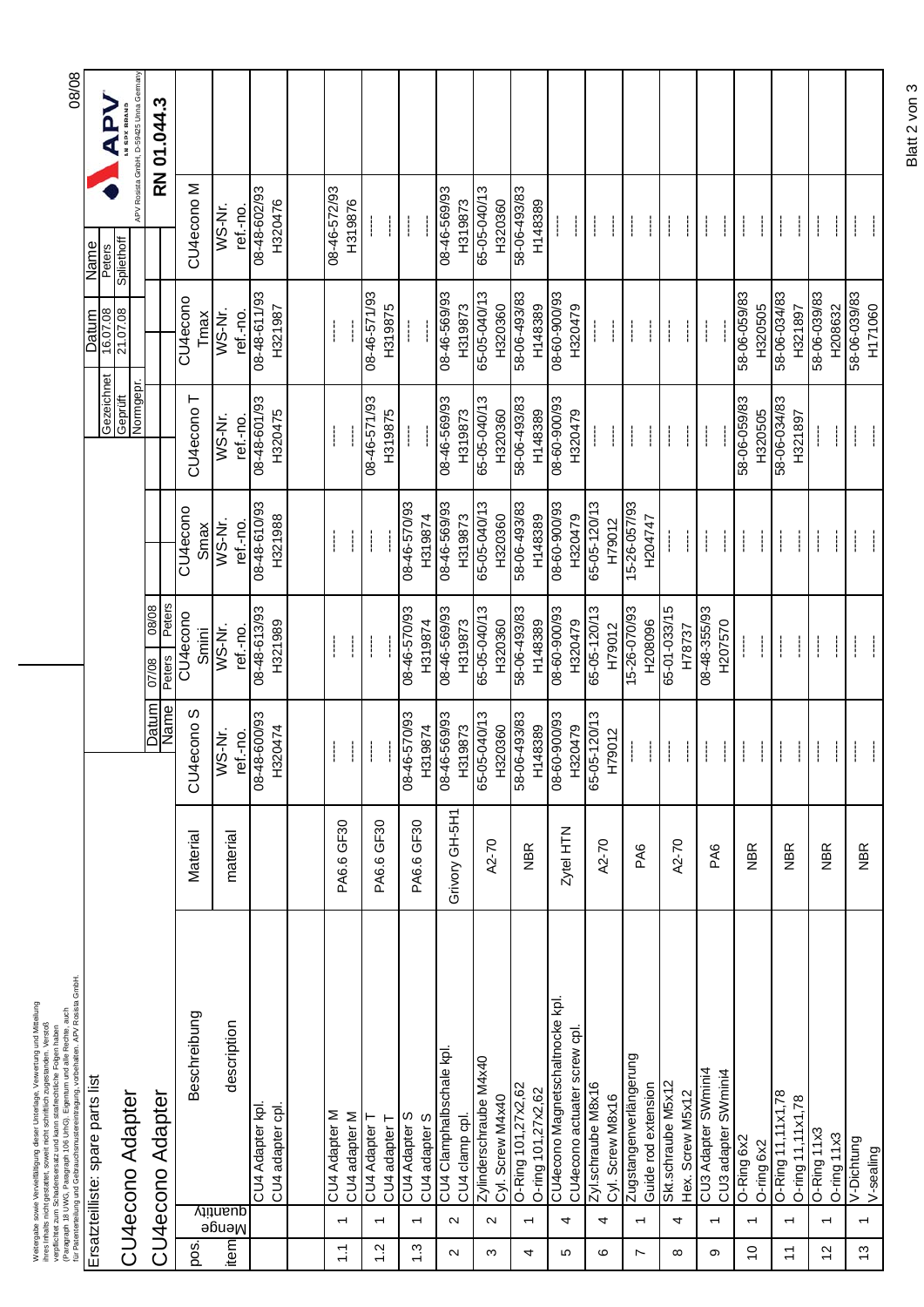Weitergabe sowie Vervielfältigung dieser Unterlage, Verwertung und Mitteilung ihres Inhalts nicht gestattet, soweit nicht schriftlich zugestanden. Verstoß verpflichtet zum Schadensersatz und kann strafrechtliche Folgen haben (Paragraph 18 UWG, Paragraph 106 UrhG). Eigentum und alle Rechte, auch für Patenterteilung und Gebrauchsmustereintragung, vorbehalten. APV Rosista GmbH.

# Ersatzteilliste: spare parts list

## CU4econo Adapter

## CU4econo Adapter

| | Datum | Name |
|---|---|---|
| Gezeichnet | 16.07.08 | Peters |
| Geprüft | 21.07.08 | Splethoff |
| Normgepr. | | |

APV Rosista GmbH, D-59425 Unna Germany

**RN 01.044.3**

| pos. / item | Menge / quantity | Beschreibung / description | Material / material | CU4econo S WS-Nr. / ref.-no. | CU4econo Smini WS-Nr. / ref.-no. | CU4econo Smax WS-Nr. / ref.-no. | CU4econo T WS-Nr. / ref.-no. | CU4econo Tmax WS-Nr. / ref.-no. | CU4econo M WS-Nr. / ref.-no. |
|---|---|---|---|---|---|---|---|---|---|
| | | CU4 Adapter kpl. / CU4 adapter cpl. | | 08-48-600/93 H320474 | 08-48-613/93 H321989 | 08-48-610/93 H321988 | 08-48-601/93 H320475 | 08-48-611/93 H321987 | 08-48-602/93 H320476 |
| 1.1 | 1 | CU4 Adapter M / CU4 adapter M | PA6.6 GF30 | --- | --- | --- | --- | --- | 08-46-572/93 H319876 |
| 1.2 | 1 | CU4 Adapter T / CU4 adapter T | PA6.6 GF30 | --- | --- | --- | 08-46-571/93 H319875 | 08-46-571/93 H319875 | --- |
| 1.3 | 1 | CU4 Adapter S / CU4 adapter S | PA6.6 GF30 | 08-46-570/93 H319874 | 08-46-570/93 H319874 | 08-46-570/93 H319874 | --- | --- | --- |
| 2 | 2 | CU4 Clamphalbschale kpl. / CU4 clamp cpl. | Grivory GH-5H1 | 08-46-569/93 H319873 | 08-46-569/93 H319873 | 08-46-569/93 H319873 | 08-46-569/93 H319873 | 08-46-569/93 H319873 | 08-46-569/93 H319873 |
| 3 | 2 | Zylinderschraube M4x40 / Cyl. Screw M4x40 | A2-70 | 65-05-040/13 H320360 | 65-05-040/13 H320360 | 65-05-040/13 H320360 | 65-05-040/13 H320360 | 65-05-040/13 H320360 | 65-05-040/13 H320360 |
| 4 | 1 | O-Ring 101,27x2,62 / O-ring 101,27x2,62 | NBR | 58-06-493/83 H148389 | 58-06-493/83 H148389 | 58-06-493/83 H148389 | 58-06-493/83 H148389 | 58-06-493/83 H148389 | 58-06-493/83 H148389 |
| 5 | 4 | CU4econo Magnetschaltnocke kpl. / CU4econo actuater screw cpl. | Zytel HTN | 08-60-900/93 H320479 | 08-60-900/93 H320479 | 08-60-900/93 H320479 | 08-60-900/93 H320479 | 08-60-900/93 H320479 | --- |
| 6 | 4 | Zyl.schraube M8x16 / Cyl. Screw M8x16 | A2-70 | 65-05-120/13 H79012 | 65-05-120/13 H79012 | 65-05-120/13 H79012 | --- | --- | --- |
| 7 | 1 | Zugstangenverlängerung / Guide rod extension | PA6 | --- | 15-26-070/93 H208096 | 15-26-057/93 H204747 | --- | --- | --- |
| 8 | 4 | Skt.schraube M5x12 / Hex. Screw M5x12 | A2-70 | --- | 65-01-033/15 H78737 | --- | --- | --- | --- |
| 9 | 1 | CU3 Adapter SWmini4 / CU3 adapter SWmini4 | PA6 | --- | 08-48-355/93 H207570 | --- | --- | --- | --- |
| 10 | 1 | O-Ring 6x2 / O-ring 6x2 | NBR | --- | --- | --- | 58-06-059/83 H320505 | 58-06-059/83 H320505 | --- |
| 11 | 1 | O-Ring 11,11x1,78 / O-ring 11,11x1,78 | NBR | --- | --- | --- | 58-06-034/83 H321897 | 58-06-034/83 H321897 | --- |
| 12 | 1 | O-Ring 11x3 / O-ring 11x3 | NBR | --- | --- | --- | --- | 58-06-039/83 H208632 | --- |
| 13 | 1 | V-Dichtung / V-sealing | NBR | --- | --- | --- | --- | 58-06-039/83 H171060 | --- |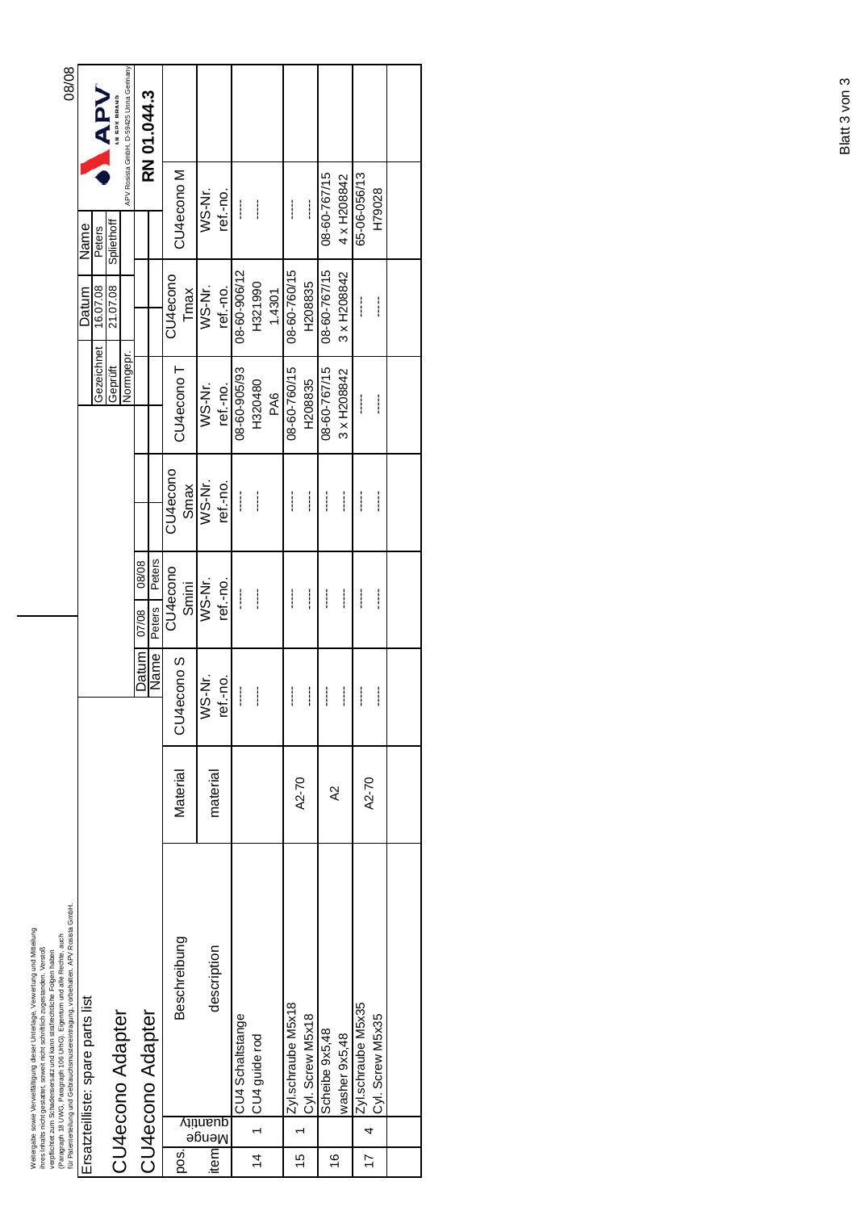Weitergabe sowie Vervielfältigung dieser Unterlage, Verwertung und Mitteilung ihres Inhalts nicht gestattet, soweit nicht schriftlich zugestanden. Verstoß verpflichtet zum Schadenersatz und kann strafrechtliche Folgen haben (Paragraph 18 UWG, Paragraph 106 UrhG). Eigentum und alle Rechte, auch für Patenterteilung und Gebrauchsmustereintragung, vorbehalten. APV Rosista GmbH.

Ersatzteilliste: spare parts list

# CU4econo Adapter

## CU4econo Adapter

| | Datum | Name |
|---|---|---|
| Gezeichnet | 16.07.08 | Peters |
| Geprüft | 21.07.08 | Spliethoff |
| Normgepr. | | |

| Datum | 07/08 | 08/08 |
|---|---|---|
| Name | Peters | Peters |

APV Rosista GmbH, D-59425 Unna Germany

**RN 01.044.3**

08/08

| pos. / item | Menge / quantity | Beschreibung / description | Material / material | CU4econo S WS-Nr. / ref.-no. | CU4econo Smini WS-Nr. / ref.-no. | CU4econo Smax WS-Nr. / ref.-no. | CU4econo T WS-Nr. / ref.-no. | CU4econo Tmax WS-Nr. / ref.-no. | CU4econo M WS-Nr. / ref.-no. |
|---|---|---|---|---|---|---|---|---|---|
| 14 | 1 | CU4 Schaltstange / CU4 guide rod | | ----- | ----- | ----- | 08-60-905/93 H320480 PA6 | 08-60-906/12 H321990 1.4301 | ----- |
| 15 | 1 | Zyl.schraube M5x18 / Cyl. Screw M5x18 | A2-70 | ----- | ----- | ----- | 08-60-760/15 H208835 | 08-60-760/15 H208835 | ----- |
| 16 | | Scheibe 9x5,48 / washer 9x5,48 | A2 | ----- | ----- | ----- | 08-60-767/15 3 x H208842 | 08-60-767/15 3 x H208842 | 08-60-767/15 4 x H208842 |
| 17 | 4 | Zyl.schraube M5x35 / Cyl. Screw M5x35 | A2-70 | ----- | ----- | ----- | ----- | ----- | 65-06-056/13 H79028 |